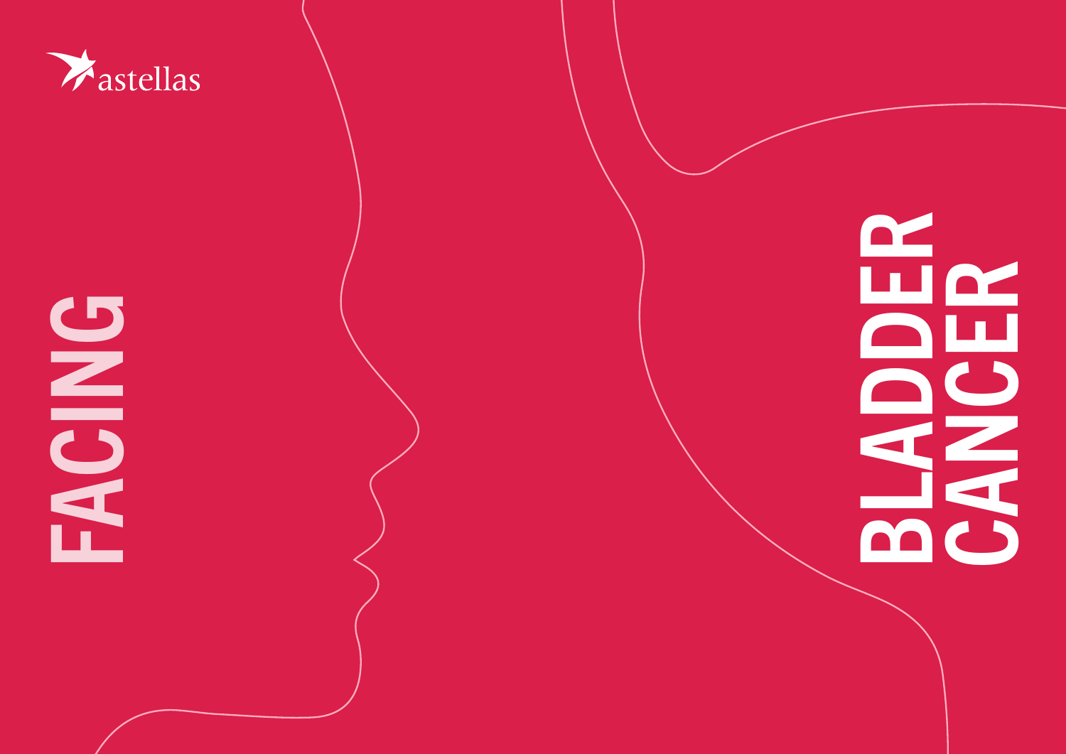astellas

# FACING BLADDER CANCER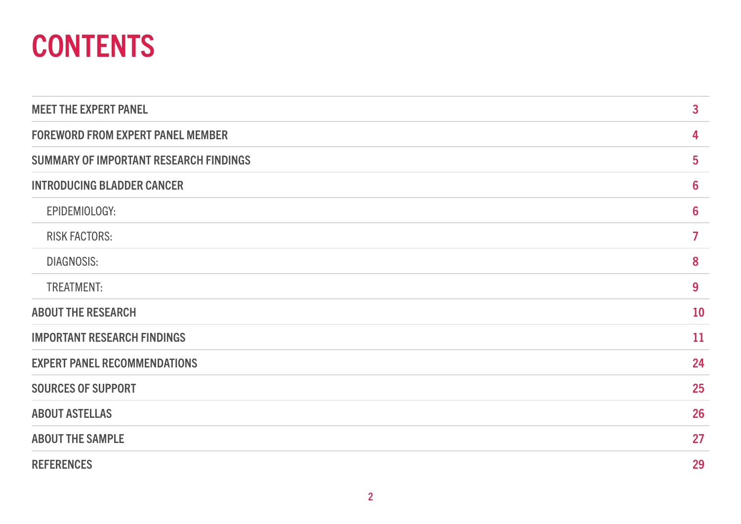# CONTENTS

| | |
|---|---|
| MEET THE EXPERT PANEL | 3 |
| FOREWORD FROM EXPERT PANEL MEMBER | 4 |
| SUMMARY OF IMPORTANT RESEARCH FINDINGS | 5 |
| INTRODUCING BLADDER CANCER | 6 |
| EPIDEMIOLOGY: | 6 |
| RISK FACTORS: | 7 |
| DIAGNOSIS: | 8 |
| TREATMENT: | 9 |
| ABOUT THE RESEARCH | 10 |
| IMPORTANT RESEARCH FINDINGS | 11 |
| EXPERT PANEL RECOMMENDATIONS | 24 |
| SOURCES OF SUPPORT | 25 |
| ABOUT ASTELLAS | 26 |
| ABOUT THE SAMPLE | 27 |
| REFERENCES | 29 |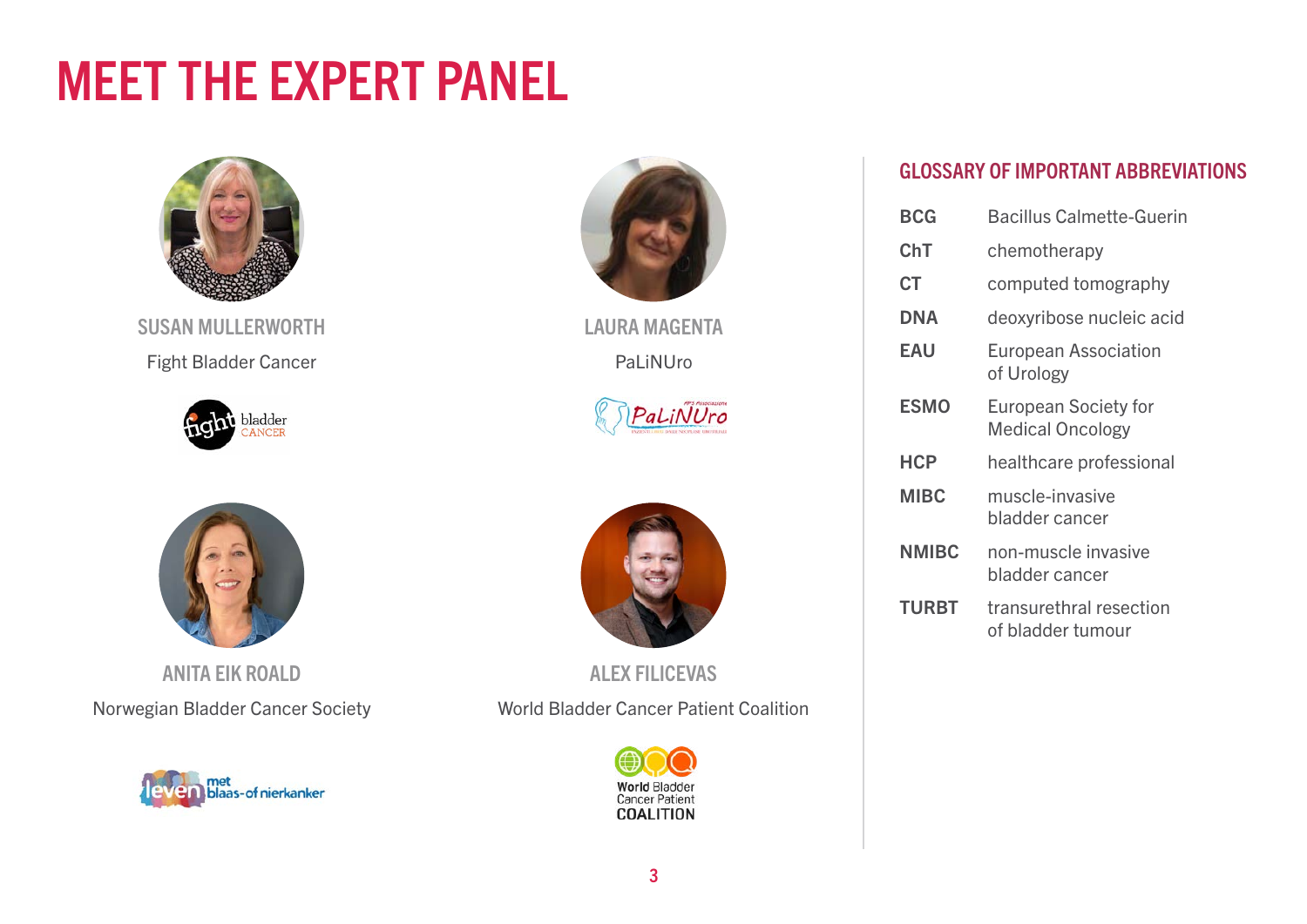# MEET THE EXPERT PANEL

**SUSAN MULLERWORTH**

Fight Bladder Cancer

**LAURA MAGENTA**

PaLiNURo

**ANITA EIK ROALD**

Norwegian Bladder Cancer Society

**ALEX FILICEVAS**

World Bladder Cancer Patient Coalition

## GLOSSARY OF IMPORTANT ABBREVIATIONS

| | |
|---|---|
| **BCG** | Bacillus Calmette-Guerin |
| **ChT** | chemotherapy |
| **CT** | computed tomography |
| **DNA** | deoxyribose nucleic acid |
| **EAU** | European Association of Urology |
| **ESMO** | European Society for Medical Oncology |
| **HCP** | healthcare professional |
| **MIBC** | muscle-invasive bladder cancer |
| **NMIBC** | non-muscle invasive bladder cancer |
| **TURBT** | transurethral resection of bladder tumour |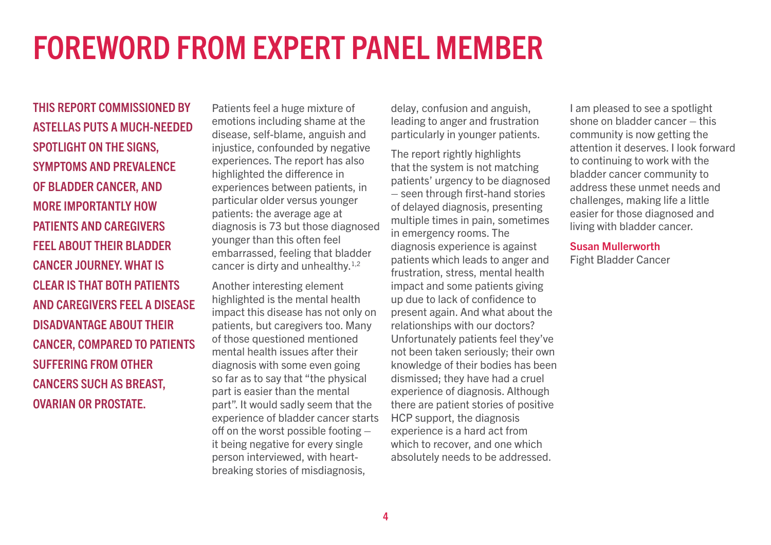# FOREWORD FROM EXPERT PANEL MEMBER

**THIS REPORT COMMISSIONED BY ASTELLAS PUTS A MUCH-NEEDED SPOTLIGHT ON THE SIGNS, SYMPTOMS AND PREVALENCE OF BLADDER CANCER, AND MORE IMPORTANTLY HOW PATIENTS AND CAREGIVERS FEEL ABOUT THEIR BLADDER CANCER JOURNEY. WHAT IS CLEAR IS THAT BOTH PATIENTS AND CAREGIVERS FEEL A DISEASE DISADVANTAGE ABOUT THEIR CANCER, COMPARED TO PATIENTS SUFFERING FROM OTHER CANCERS SUCH AS BREAST, OVARIAN OR PROSTATE.**

Patients feel a huge mixture of emotions including shame at the disease, self-blame, anguish and injustice, confounded by negative experiences. The report has also highlighted the difference in experiences between patients, in particular older versus younger patients: the average age at diagnosis is 73 but those diagnosed younger than this often feel embarrassed, feeling that bladder cancer is dirty and unhealthy.[1,2]

Another interesting element highlighted is the mental health impact this disease has not only on patients, but caregivers too. Many of those questioned mentioned mental health issues after their diagnosis with some even going so far as to say that "the physical part is easier than the mental part". It would sadly seem that the experience of bladder cancer starts off on the worst possible footing – it being negative for every single person interviewed, with heart-breaking stories of misdiagnosis, delay, confusion and anguish, leading to anger and frustration particularly in younger patients.

The report rightly highlights that the system is not matching patients' urgency to be diagnosed – seen through first-hand stories of delayed diagnosis, presenting multiple times in pain, sometimes in emergency rooms. The diagnosis experience is against patients which leads to anger and frustration, stress, mental health impact and some patients giving up due to lack of confidence to present again. And what about the relationships with our doctors? Unfortunately patients feel they've not been taken seriously; their own knowledge of their bodies has been dismissed; they have had a cruel experience of diagnosis. Although there are patient stories of positive HCP support, the diagnosis experience is a hard act from which to recover, and one which absolutely needs to be addressed.

I am pleased to see a spotlight shone on bladder cancer – this community is now getting the attention it deserves. I look forward to continuing to work with the bladder cancer community to address these unmet needs and challenges, making life a little easier for those diagnosed and living with bladder cancer.

**Susan Mullerworth**
Fight Bladder Cancer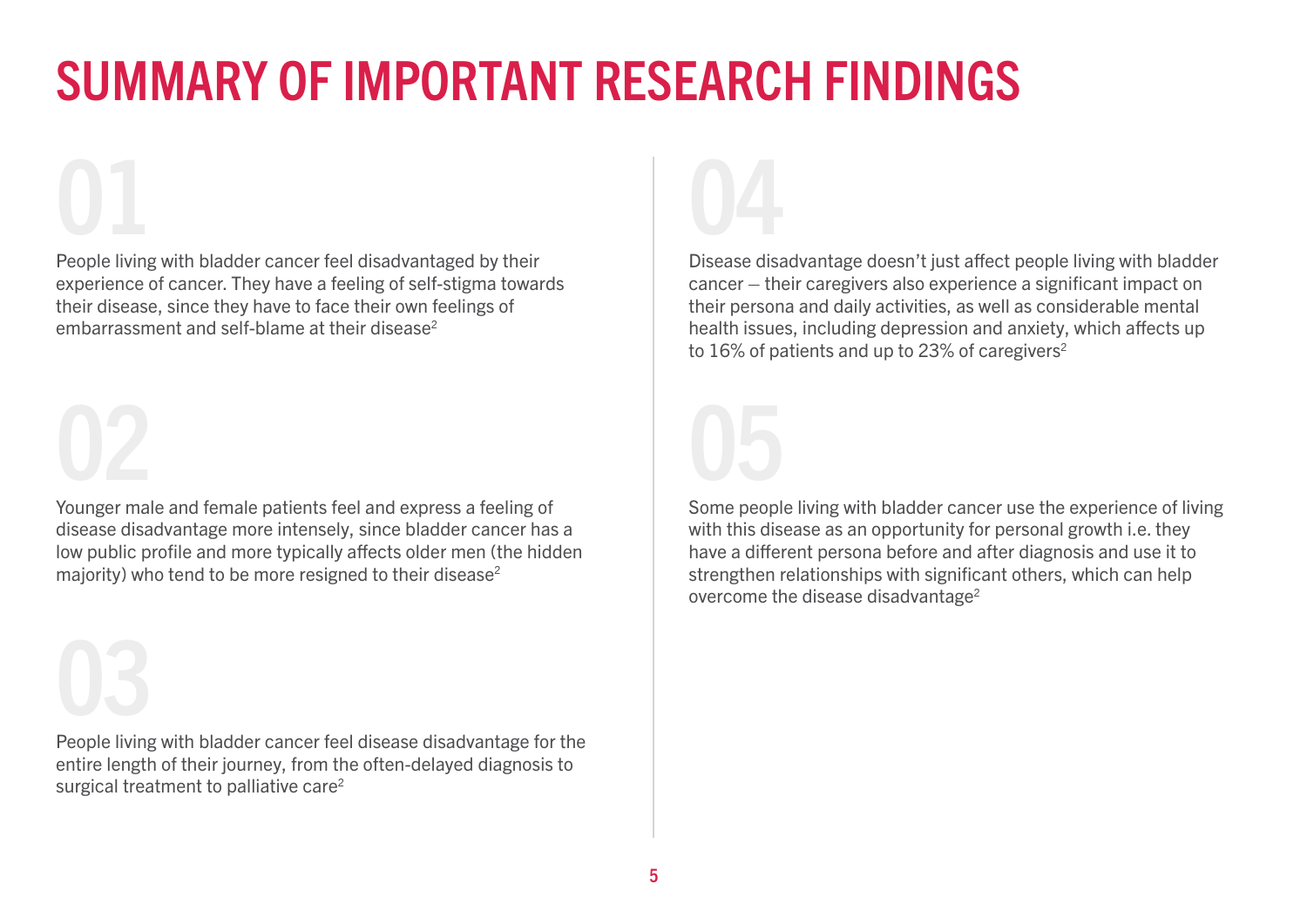# SUMMARY OF IMPORTANT RESEARCH FINDINGS

## 01

People living with bladder cancer feel disadvantaged by their experience of cancer. They have a feeling of self-stigma towards their disease, since they have to face their own feelings of embarrassment and self-blame at their disease[2]

## 02

Younger male and female patients feel and express a feeling of disease disadvantage more intensely, since bladder cancer has a low public profile and more typically affects older men (the hidden majority) who tend to be more resigned to their disease[2]

## 03

People living with bladder cancer feel disease disadvantage for the entire length of their journey, from the often-delayed diagnosis to surgical treatment to palliative care[2]

## 04

Disease disadvantage doesn't just affect people living with bladder cancer – their caregivers also experience a significant impact on their persona and daily activities, as well as considerable mental health issues, including depression and anxiety, which affects up to 16% of patients and up to 23% of caregivers[2]

## 05

Some people living with bladder cancer use the experience of living with this disease as an opportunity for personal growth i.e. they have a different persona before and after diagnosis and use it to strengthen relationships with significant others, which can help overcome the disease disadvantage[2]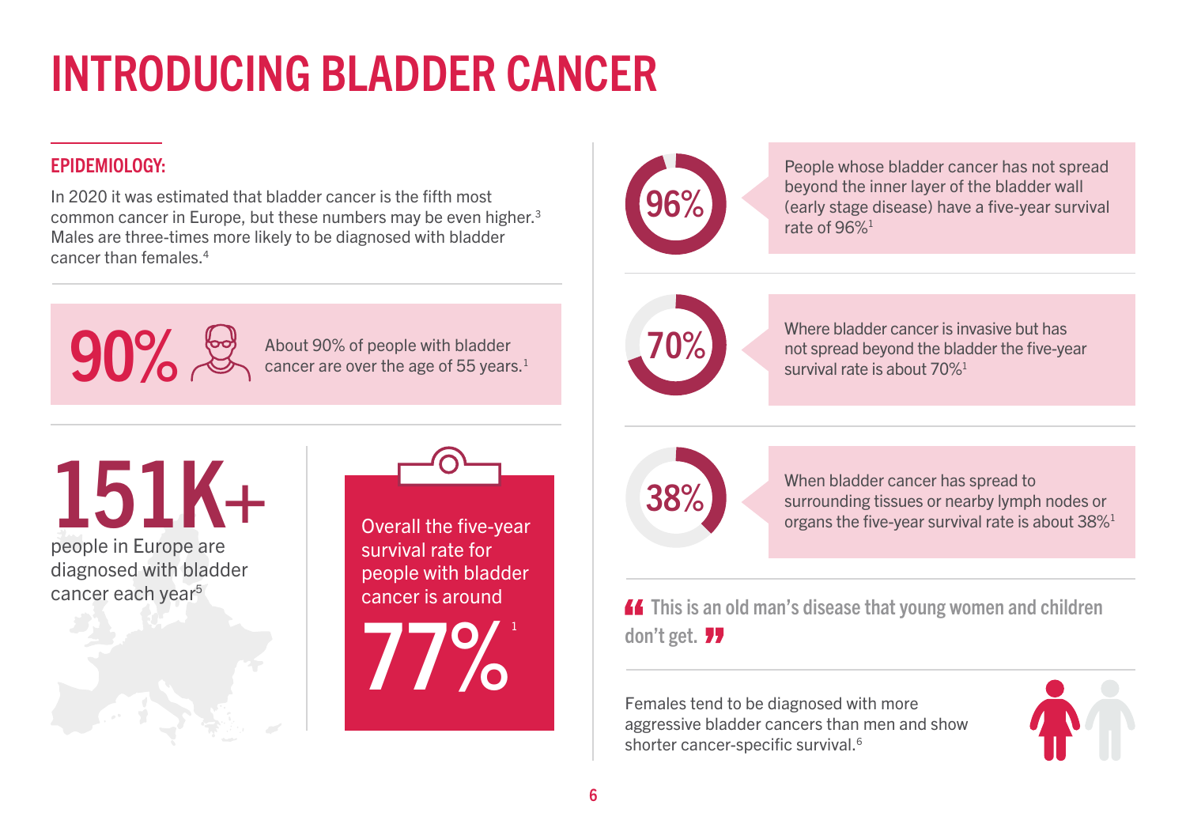# INTRODUCING BLADDER CANCER

## EPIDEMIOLOGY:

In 2020 it was estimated that bladder cancer is the fifth most common cancer in Europe, but these numbers may be even higher.[3] Males are three-times more likely to be diagnosed with bladder cancer than females.[4]

**90%**

About 90% of people with bladder cancer are over the age of 55 years.[1]

**151K+**

people in Europe are diagnosed with bladder cancer each year[5]

Overall the five-year survival rate for people with bladder cancer is around

**77%**[1]

**96%**

People whose bladder cancer has not spread beyond the inner layer of the bladder wall (early stage disease) have a five-year survival rate of 96%[1]

**70%**

Where bladder cancer is invasive but has not spread beyond the bladder the five-year survival rate is about 70%[1]

**38%**

When bladder cancer has spread to surrounding tissues or nearby lymph nodes or organs the five-year survival rate is about 38%[1]

> "This is an old man's disease that young women and children don't get."

Females tend to be diagnosed with more aggressive bladder cancers than men and show shorter cancer-specific survival.[6]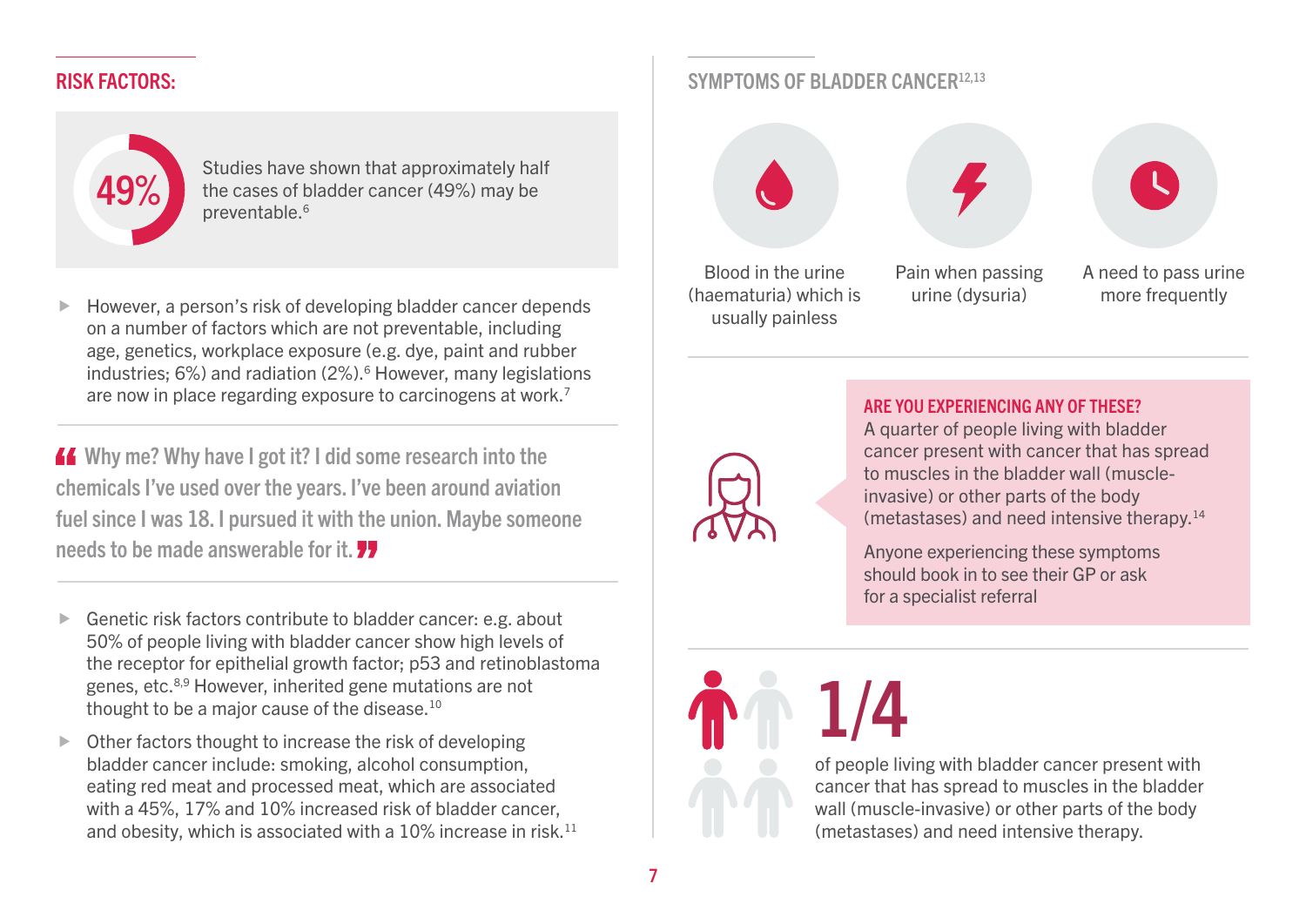## RISK FACTORS:

**49%** Studies have shown that approximately half the cases of bladder cancer (49%) may be preventable.[6]

- However, a person's risk of developing bladder cancer depends on a number of factors which are not preventable, including age, genetics, workplace exposure (e.g. dye, paint and rubber industries; 6%) and radiation (2%).[6] However, many legislations are now in place regarding exposure to carcinogens at work.[7]

> "Why me? Why have I got it? I did some research into the chemicals I've used over the years. I've been around aviation fuel since I was 18. I pursued it with the union. Maybe someone needs to be made answerable for it."

- Genetic risk factors contribute to bladder cancer: e.g. about 50% of people living with bladder cancer show high levels of the receptor for epithelial growth factor; p53 and retinoblastoma genes, etc.[8,9] However, inherited gene mutations are not thought to be a major cause of the disease.[10]
- Other factors thought to increase the risk of developing bladder cancer include: smoking, alcohol consumption, eating red meat and processed meat, which are associated with a 45%, 17% and 10% increased risk of bladder cancer, and obesity, which is associated with a 10% increase in risk.[11]

## SYMPTOMS OF BLADDER CANCER[12,13]

- Blood in the urine (haematuria) which is usually painless
- Pain when passing urine (dysuria)
- A need to pass urine more frequently

### ARE YOU EXPERIENCING ANY OF THESE?

A quarter of people living with bladder cancer present with cancer that has spread to muscles in the bladder wall (muscle-invasive) or other parts of the body (metastases) and need intensive therapy.[14]

Anyone experiencing these symptoms should book in to see their GP or ask for a specialist referral

**1/4**

of people living with bladder cancer present with cancer that has spread to muscles in the bladder wall (muscle-invasive) or other parts of the body (metastases) and need intensive therapy.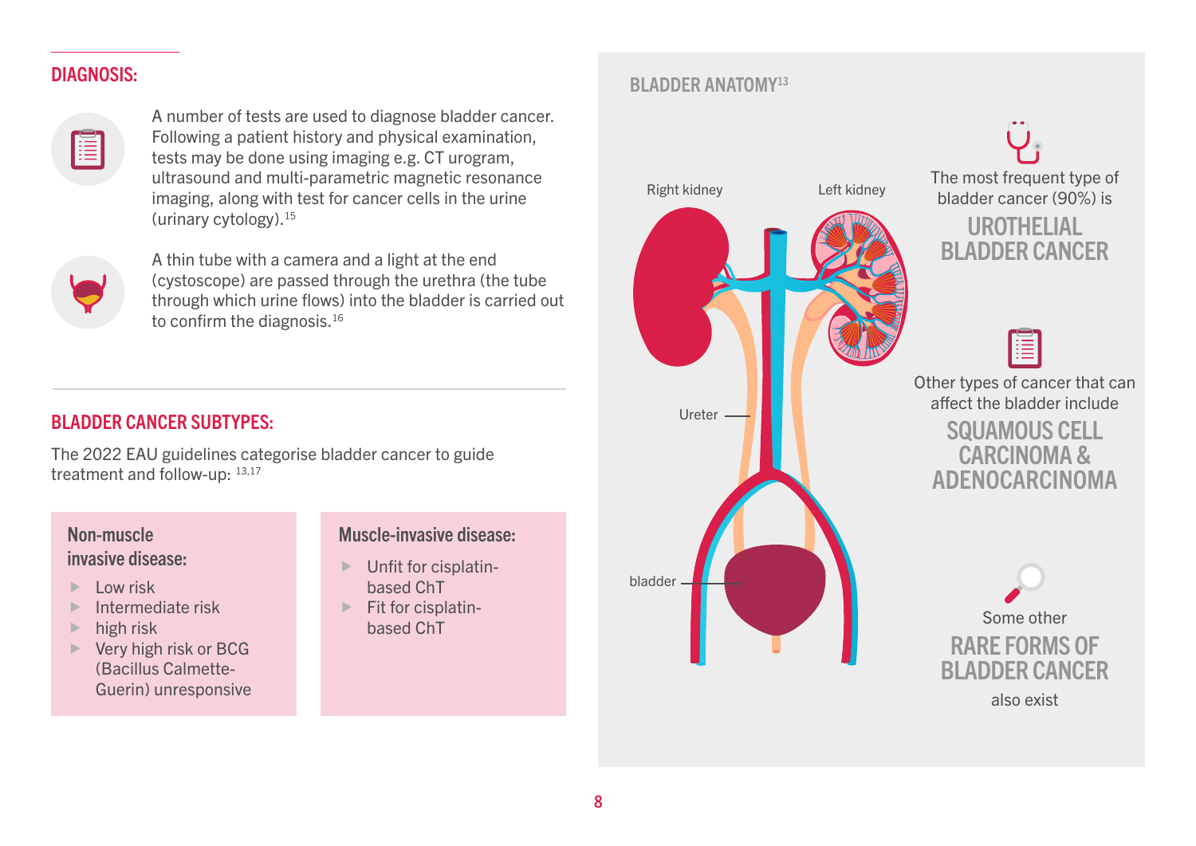## DIAGNOSIS:

A number of tests are used to diagnose bladder cancer. Following a patient history and physical examination, tests may be done using imaging e.g. CT urogram, ultrasound and multi-parametric magnetic resonance imaging, along with test for cancer cells in the urine (urinary cytology).[15]

A thin tube with a camera and a light at the end (cystoscope) are passed through the urethra (the tube through which urine flows) into the bladder is carried out to confirm the diagnosis.[16]

## BLADDER CANCER SUBTYPES:

The 2022 EAU guidelines categorise bladder cancer to guide treatment and follow-up: [13,17]

### Non-muscle invasive disease:

- Low risk
- Intermediate risk
- high risk
- Very high risk or BCG (Bacillus Calmette-Guerin) unresponsive

### Muscle-invasive disease:

- Unfit for cisplatin-based ChT
- Fit for cisplatin-based ChT

## BLADDER ANATOMY[13]

Right kidney

Left kidney

Ureter

bladder

The most frequent type of bladder cancer (90%) is

**UROTHELIAL BLADDER CANCER**

Other types of cancer that can affect the bladder include

**SQUAMOUS CELL CARCINOMA & ADENOCARCINOMA**

Some other

**RARE FORMS OF BLADDER CANCER**

also exist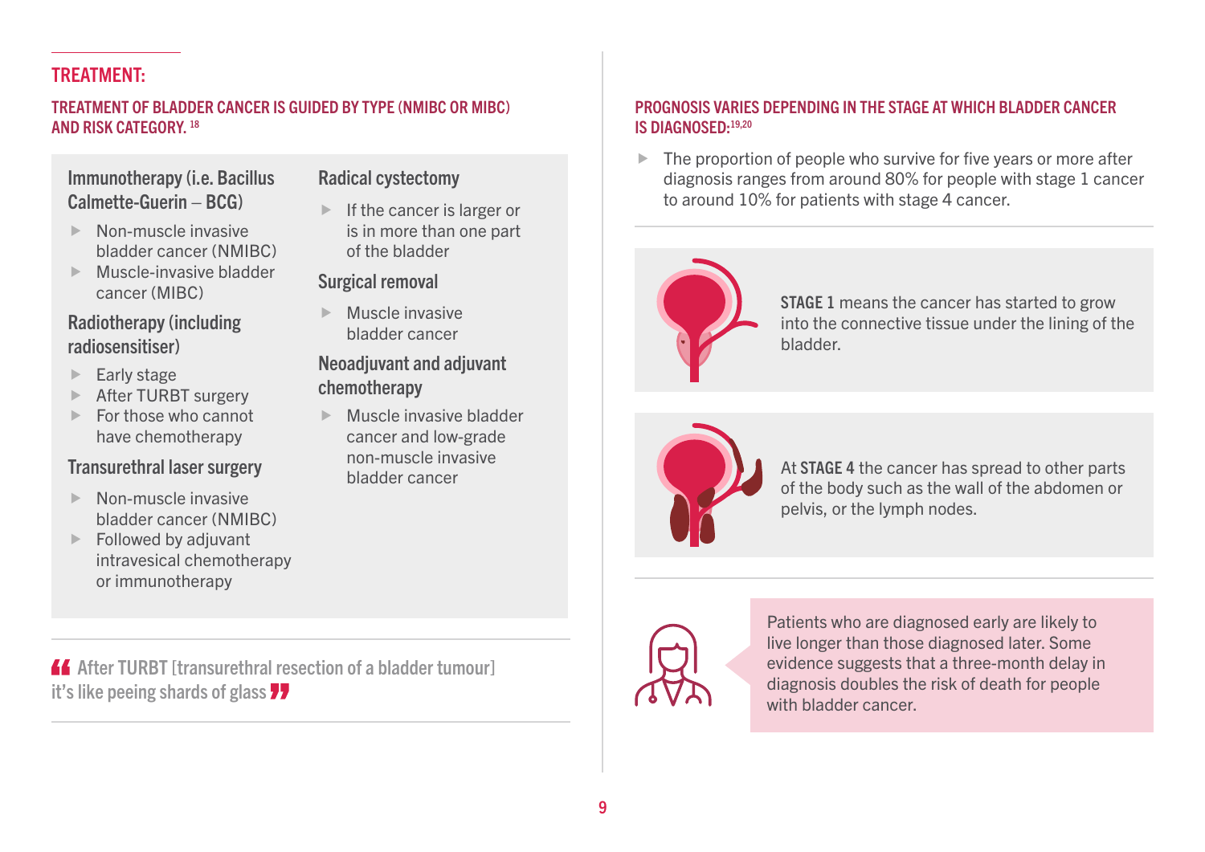## TREATMENT:

### TREATMENT OF BLADDER CANCER IS GUIDED BY TYPE (NMIBC OR MIBC) AND RISK CATEGORY. [18]

#### Immunotherapy (i.e. Bacillus Calmette-Guerin – BCG)

- Non-muscle invasive bladder cancer (NMIBC)
- Muscle-invasive bladder cancer (MIBC)

#### Radiotherapy (including radiosensitiser)

- Early stage
- After TURBT surgery
- For those who cannot have chemotherapy

#### Transurethral laser surgery

- Non-muscle invasive bladder cancer (NMIBC)
- Followed by adjuvant intravesical chemotherapy or immunotherapy

#### Radical cystectomy

- If the cancer is larger or is in more than one part of the bladder

#### Surgical removal

- Muscle invasive bladder cancer

#### Neoadjuvant and adjuvant chemotherapy

- Muscle invasive bladder cancer and low-grade non-muscle invasive bladder cancer

> “After TURBT [transurethral resection of a bladder tumour] it's like peeing shards of glass”

### PROGNOSIS VARIES DEPENDING IN THE STAGE AT WHICH BLADDER CANCER IS DIAGNOSED:[19,20]

- The proportion of people who survive for five years or more after diagnosis ranges from around 80% for people with stage 1 cancer to around 10% for patients with stage 4 cancer.

**STAGE 1** means the cancer has started to grow into the connective tissue under the lining of the bladder.

At **STAGE 4** the cancer has spread to other parts of the body such as the wall of the abdomen or pelvis, or the lymph nodes.

Patients who are diagnosed early are likely to live longer than those diagnosed later. Some evidence suggests that a three-month delay in diagnosis doubles the risk of death for people with bladder cancer.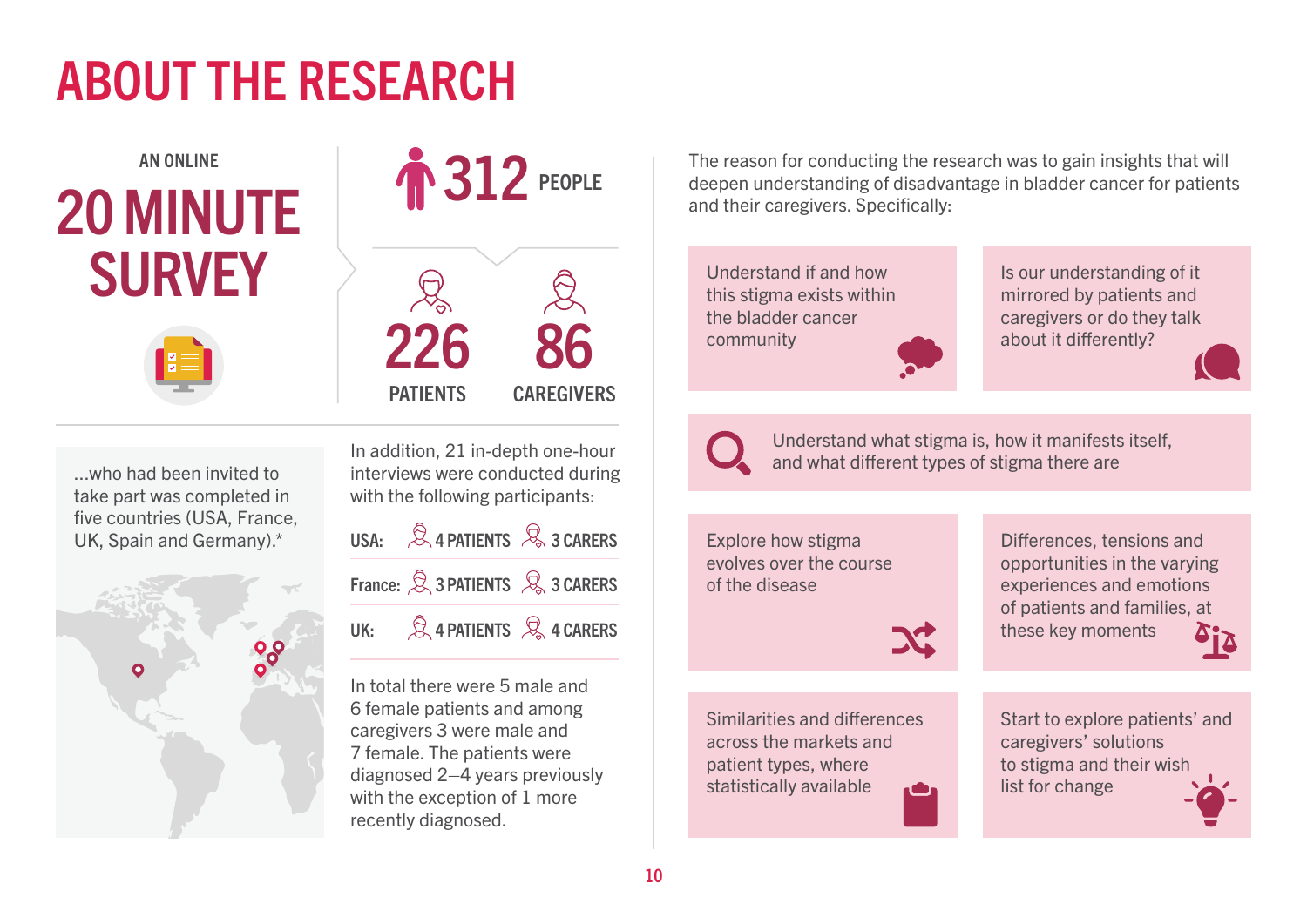# ABOUT THE RESEARCH

AN ONLINE

## 20 MINUTE SURVEY

**312** PEOPLE

**226** PATIENTS

**86** CAREGIVERS

...who had been invited to take part was completed in five countries (USA, France, UK, Spain and Germany).*

In addition, 21 in-depth one-hour interviews were conducted during with the following participants:

| | | |
|---|---|---|
| USA: | 4 PATIENTS | 3 CARERS |
| France: | 3 PATIENTS | 3 CARERS |
| UK: | 4 PATIENTS | 4 CARERS |

In total there were 5 male and 6 female patients and among caregivers 3 were male and 7 female. The patients were diagnosed 2–4 years previously with the exception of 1 more recently diagnosed.

The reason for conducting the research was to gain insights that will deepen understanding of disadvantage in bladder cancer for patients and their caregivers. Specifically:

- Understand if and how this stigma exists within the bladder cancer community
- Is our understanding of it mirrored by patients and caregivers or do they talk about it differently?
- Understand what stigma is, how it manifests itself, and what different types of stigma there are
- Explore how stigma evolves over the course of the disease
- Differences, tensions and opportunities in the varying experiences and emotions of patients and families, at these key moments
- Similarities and differences across the markets and patient types, where statistically available
- Start to explore patients' and caregivers' solutions to stigma and their wish list for change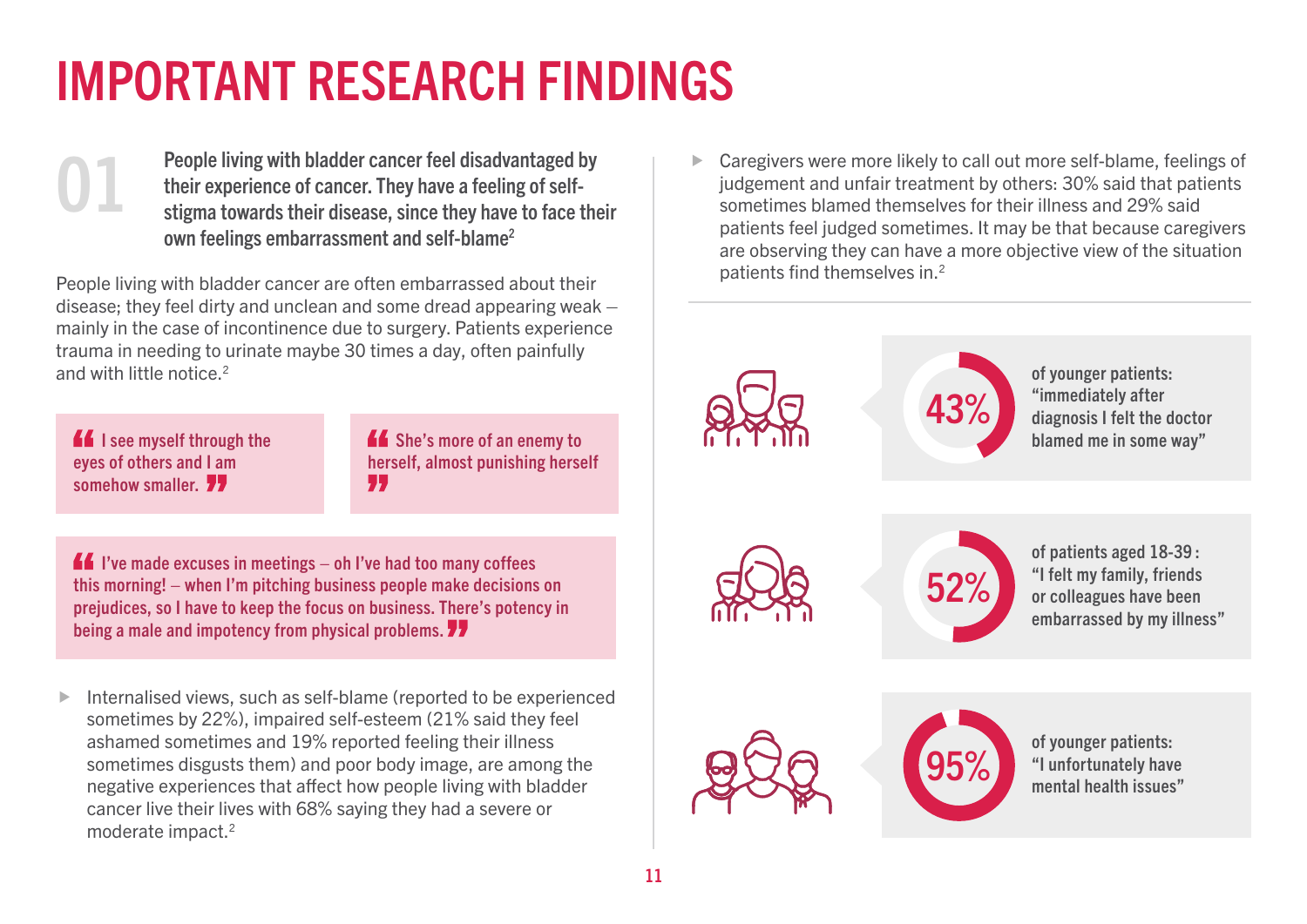# IMPORTANT RESEARCH FINDINGS

## 01

**People living with bladder cancer feel disadvantaged by their experience of cancer. They have a feeling of self-stigma towards their disease, since they have to face their own feelings embarrassment and self-blame[2]**

People living with bladder cancer are often embarrassed about their disease; they feel dirty and unclean and some dread appearing weak – mainly in the case of incontinence due to surgery. Patients experience trauma in needing to urinate maybe 30 times a day, often painfully and with little notice.[2]

> “I see myself through the eyes of others and I am somehow smaller.”

> “She’s more of an enemy to herself, almost punishing herself”

> “I’ve made excuses in meetings – oh I’ve had too many coffees this morning! – when I’m pitching business people make decisions on prejudices, so I have to keep the focus on business. There’s potency in being a male and impotency from physical problems.”

- Internalised views, such as self-blame (reported to be experienced sometimes by 22%), impaired self-esteem (21% said they feel ashamed sometimes and 19% reported feeling their illness sometimes disgusts them) and poor body image, are among the negative experiences that affect how people living with bladder cancer live their lives with 68% saying they had a severe or moderate impact.[2]

- Caregivers were more likely to call out more self-blame, feelings of judgement and unfair treatment by others: 30% said that patients sometimes blamed themselves for their illness and 29% said patients feel judged sometimes. It may be that because caregivers are observing they can have a more objective view of the situation patients find themselves in.[2]

**43%** of younger patients: “immediately after diagnosis I felt the doctor blamed me in some way”

**52%** of patients aged 18-39: “I felt my family, friends or colleagues have been embarrassed by my illness”

**95%** of younger patients: “I unfortunately have mental health issues”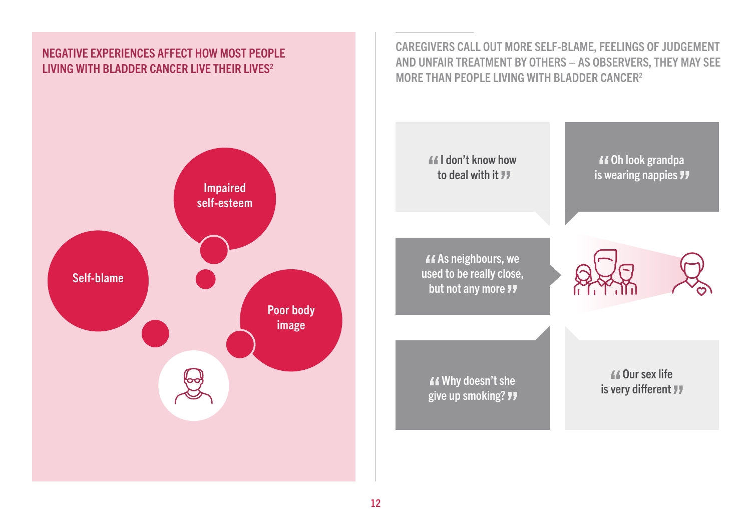## NEGATIVE EXPERIENCES AFFECT HOW MOST PEOPLE LIVING WITH BLADDER CANCER LIVE THEIR LIVES[2]

- Impaired self-esteem
- Self-blame
- Poor body image

## CAREGIVERS CALL OUT MORE SELF-BLAME, FEELINGS OF JUDGEMENT AND UNFAIR TREATMENT BY OTHERS – AS OBSERVERS, THEY MAY SEE MORE THAN PEOPLE LIVING WITH BLADDER CANCER[2]

“I don’t know how to deal with it”

“Oh look grandpa is wearing nappies”

“As neighbours, we used to be really close, but not any more”

“Why doesn’t she give up smoking?”

“Our sex life is very different”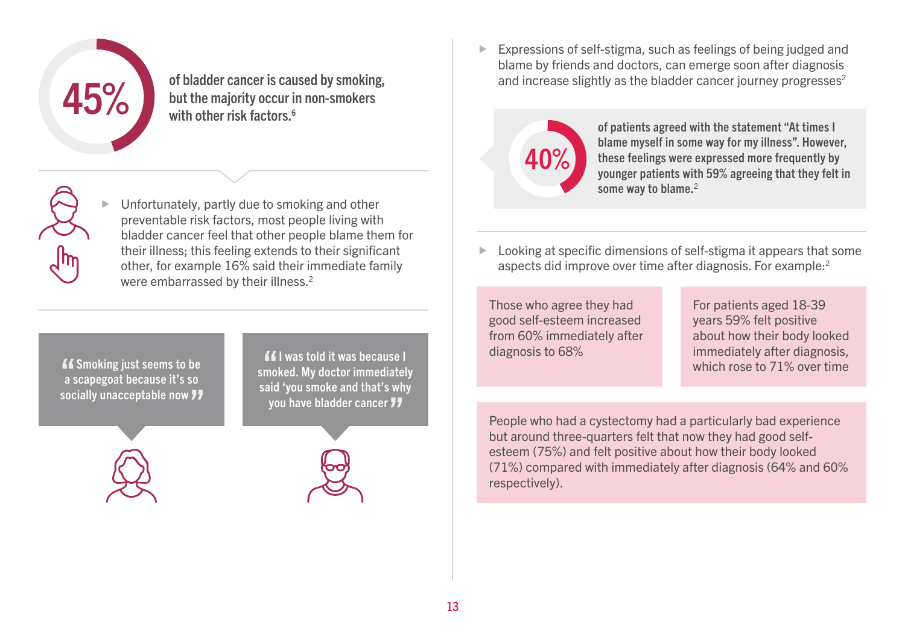**45%** of bladder cancer is caused by smoking, but the majority occur in non-smokers with other risk factors.[6]

- Unfortunately, partly due to smoking and other preventable risk factors, most people living with bladder cancer feel that other people blame them for their illness; this feeling extends to their significant other, for example 16% said their immediate family were embarrassed by their illness.[2]

> “Smoking just seems to be a scapegoat because it’s so socially unacceptable now”

> “I was told it was because I smoked. My doctor immediately said ‘you smoke and that’s why you have bladder cancer”

- Expressions of self-stigma, such as feelings of being judged and blame by friends and doctors, can emerge soon after diagnosis and increase slightly as the bladder cancer journey progresses[2]

**40%** of patients agreed with the statement “At times I blame myself in some way for my illness”. However, these feelings were expressed more frequently by younger patients with 59% agreeing that they felt in some way to blame.[2]

- Looking at specific dimensions of self-stigma it appears that some aspects did improve over time after diagnosis. For example:[2]

Those who agree they had good self-esteem increased from 60% immediately after diagnosis to 68%

For patients aged 18-39 years 59% felt positive about how their body looked immediately after diagnosis, which rose to 71% over time

People who had a cystectomy had a particularly bad experience but around three-quarters felt that now they had good self-esteem (75%) and felt positive about how their body looked (71%) compared with immediately after diagnosis (64% and 60% respectively).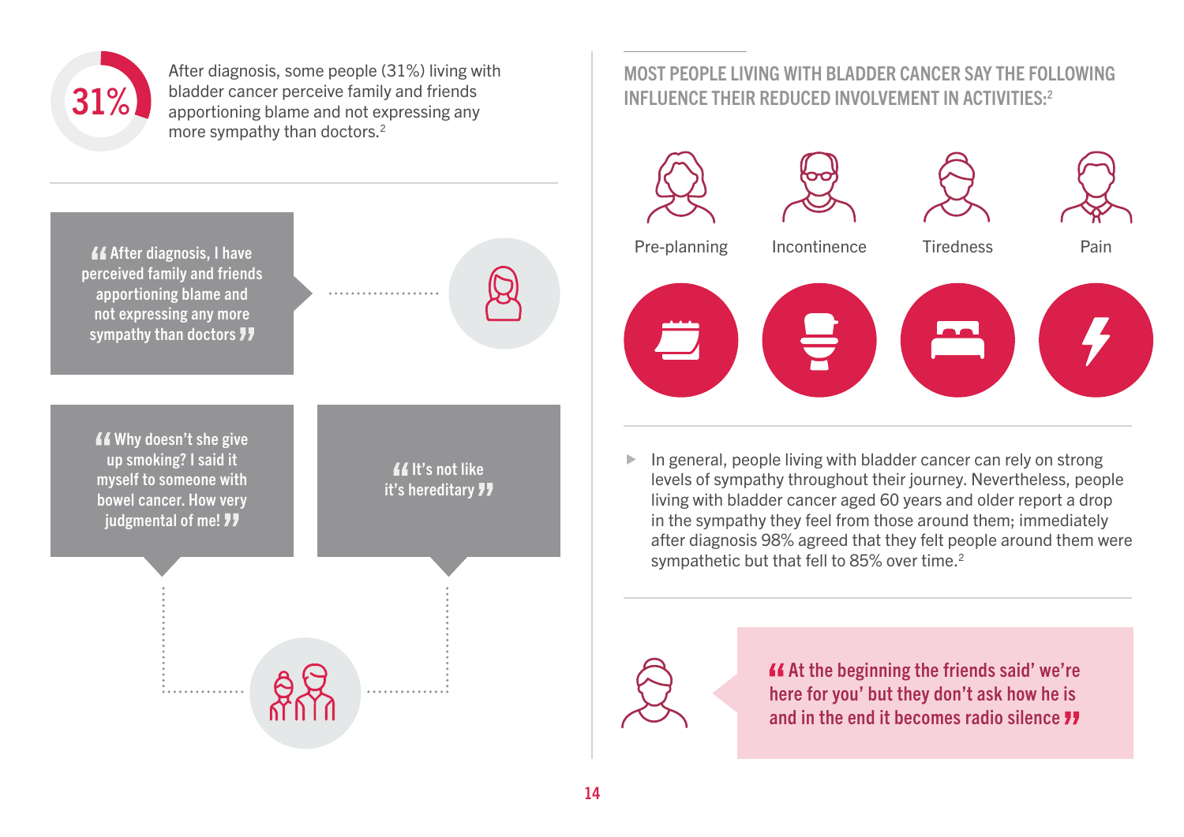31%

After diagnosis, some people (31%) living with bladder cancer perceive family and friends apportioning blame and not expressing any more sympathy than doctors.[2]

> "After diagnosis, I have perceived family and friends apportioning blame and not expressing any more sympathy than doctors"

> "Why doesn't she give up smoking? I said it myself to someone with bowel cancer. How very judgmental of me!"

> "It's not like it's hereditary"

## MOST PEOPLE LIVING WITH BLADDER CANCER SAY THE FOLLOWING INFLUENCE THEIR REDUCED INVOLVEMENT IN ACTIVITIES:[2]

- Pre-planning
- Incontinence
- Tiredness
- Pain

In general, people living with bladder cancer can rely on strong levels of sympathy throughout their journey. Nevertheless, people living with bladder cancer aged 60 years and older report a drop in the sympathy they feel from those around them; immediately after diagnosis 98% agreed that they felt people around them were sympathetic but that fell to 85% over time.[2]

> "At the beginning the friends said' we're here for you' but they don't ask how he is and in the end it becomes radio silence"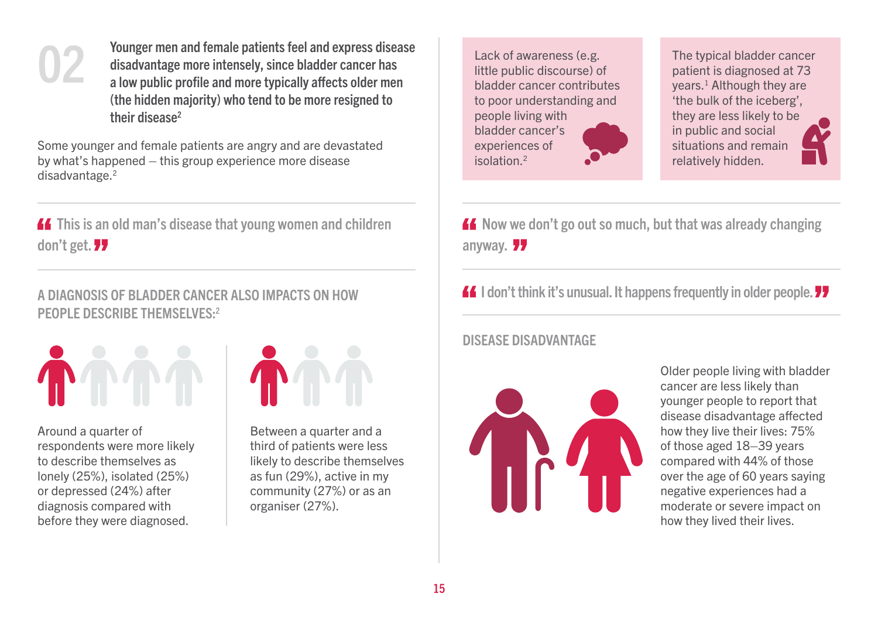## 02

**Younger men and female patients feel and express disease disadvantage more intensely, since bladder cancer has a low public profile and more typically affects older men (the hidden majority) who tend to be more resigned to their disease[2]**

Some younger and female patients are angry and are devastated by what's happened – this group experience more disease disadvantage.[2]

> "This is an old man's disease that young women and children don't get."

### A DIAGNOSIS OF BLADDER CANCER ALSO IMPACTS ON HOW PEOPLE DESCRIBE THEMSELVES:[2]

Around a quarter of respondents were more likely to describe themselves as lonely (25%), isolated (25%) or depressed (24%) after diagnosis compared with before they were diagnosed.

Between a quarter and a third of patients were less likely to describe themselves as fun (29%), active in my community (27%) or as an organiser (27%).

Lack of awareness (e.g. little public discourse) of bladder cancer contributes to poor understanding and people living with bladder cancer's experiences of isolation.[2]

The typical bladder cancer patient is diagnosed at 73 years.[1] Although they are 'the bulk of the iceberg', they are less likely to be in public and social situations and remain relatively hidden.

> "Now we don't go out so much, but that was already changing anyway."

> "I don't think it's unusual. It happens frequently in older people."

### DISEASE DISADVANTAGE

Older people living with bladder cancer are less likely than younger people to report that disease disadvantage affected how they live their lives: 75% of those aged 18–39 years compared with 44% of those over the age of 60 years saying negative experiences had a moderate or severe impact on how they lived their lives.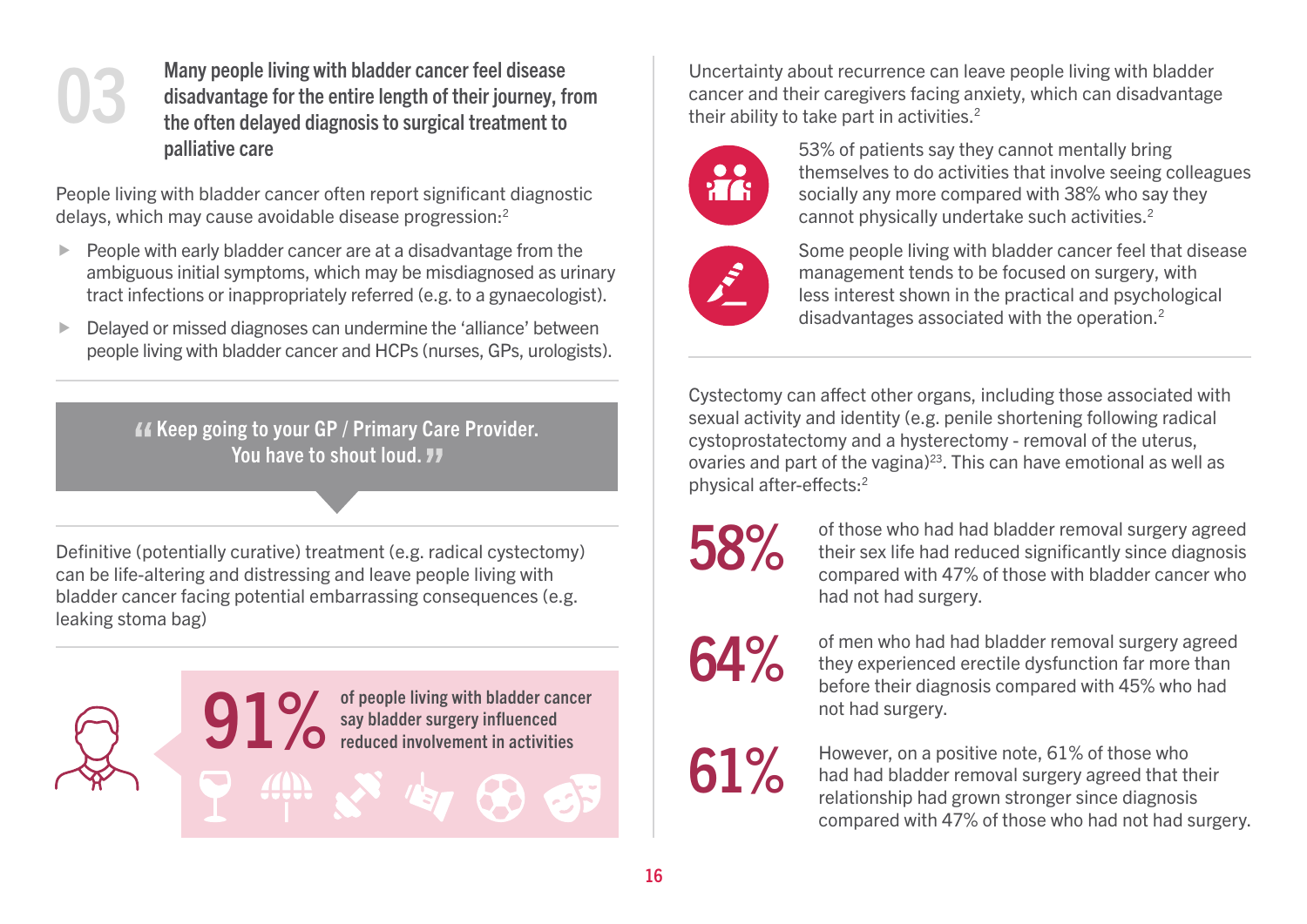## 03 Many people living with bladder cancer feel disease disadvantage for the entire length of their journey, from the often delayed diagnosis to surgical treatment to palliative care

People living with bladder cancer often report significant diagnostic delays, which may cause avoidable disease progression:[2]

- People with early bladder cancer are at a disadvantage from the ambiguous initial symptoms, which may be misdiagnosed as urinary tract infections or inappropriately referred (e.g. to a gynaecologist).
- Delayed or missed diagnoses can undermine the 'alliance' between people living with bladder cancer and HCPs (nurses, GPs, urologists).

> "Keep going to your GP / Primary Care Provider. You have to shout loud."

Definitive (potentially curative) treatment (e.g. radical cystectomy) can be life-altering and distressing and leave people living with bladder cancer facing potential embarrassing consequences (e.g. leaking stoma bag)

**91%** of people living with bladder cancer say bladder surgery influenced reduced involvement in activities

Uncertainty about recurrence can leave people living with bladder cancer and their caregivers facing anxiety, which can disadvantage their ability to take part in activities.[2]

53% of patients say they cannot mentally bring themselves to do activities that involve seeing colleagues socially any more compared with 38% who say they cannot physically undertake such activities.[2]

Some people living with bladder cancer feel that disease management tends to be focused on surgery, with less interest shown in the practical and psychological disadvantages associated with the operation.[2]

Cystectomy can affect other organs, including those associated with sexual activity and identity (e.g. penile shortening following radical cystoprostatectomy and a hysterectomy - removal of the uterus, ovaries and part of the vagina)[23]. This can have emotional as well as physical after-effects:[2]

**58%** of those who had had bladder removal surgery agreed their sex life had reduced significantly since diagnosis compared with 47% of those with bladder cancer who had not had surgery.

**64%** of men who had had bladder removal surgery agreed they experienced erectile dysfunction far more than before their diagnosis compared with 45% who had not had surgery.

**61%** However, on a positive note, 61% of those who had had bladder removal surgery agreed that their relationship had grown stronger since diagnosis compared with 47% of those who had not had surgery.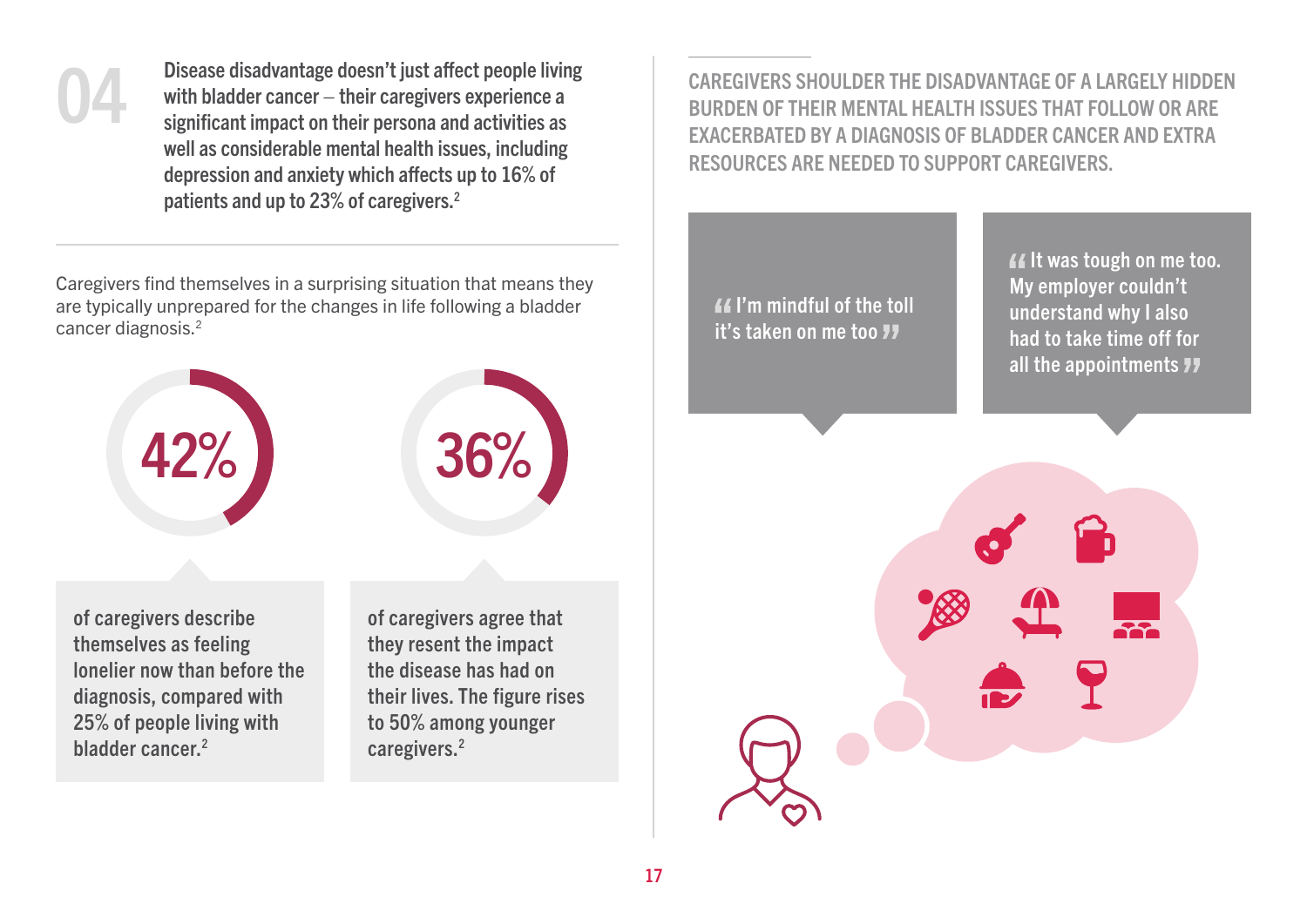## 04

**Disease disadvantage doesn't just affect people living with bladder cancer – their caregivers experience a significant impact on their persona and activities as well as considerable mental health issues, including depression and anxiety which affects up to 16% of patients and up to 23% of caregivers.[2]**

Caregivers find themselves in a surprising situation that means they are typically unprepared for the changes in life following a bladder cancer diagnosis.[2]

**42%**

of caregivers describe themselves as feeling lonelier now than before the diagnosis, compared with 25% of people living with bladder cancer.[2]

**36%**

of caregivers agree that they resent the impact the disease has had on their lives. The figure rises to 50% among younger caregivers.[2]

CAREGIVERS SHOULDER THE DISADVANTAGE OF A LARGELY HIDDEN BURDEN OF THEIR MENTAL HEALTH ISSUES THAT FOLLOW OR ARE EXACERBATED BY A DIAGNOSIS OF BLADDER CANCER AND EXTRA RESOURCES ARE NEEDED TO SUPPORT CAREGIVERS.

> "I'm mindful of the toll it's taken on me too"

> "It was tough on me too. My employer couldn't understand why I also had to take time off for all the appointments"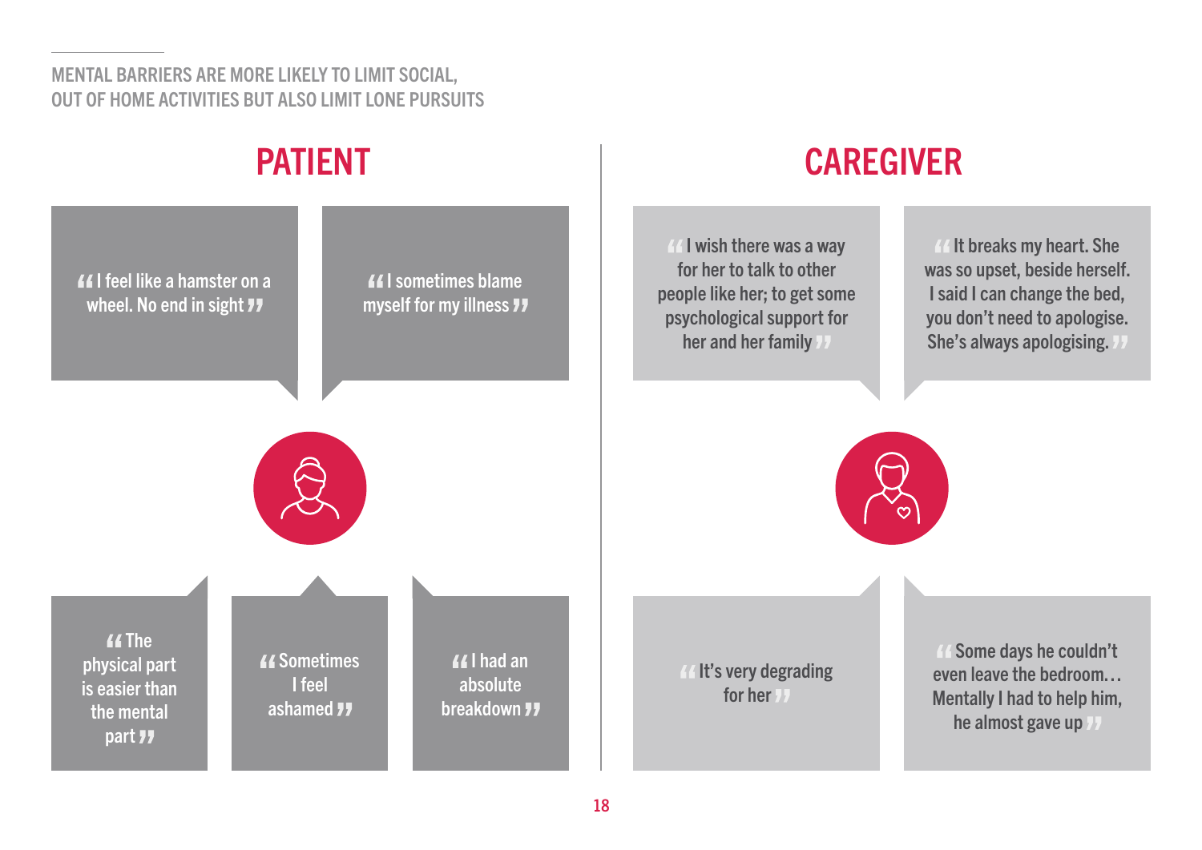MENTAL BARRIERS ARE MORE LIKELY TO LIMIT SOCIAL, OUT OF HOME ACTIVITIES BUT ALSO LIMIT LONE PURSUITS

## PATIENT

"I feel like a hamster on a wheel. No end in sight"

"I sometimes blame myself for my illness"

"The physical part is easier than the mental part"

"Sometimes I feel ashamed"

"I had an absolute breakdown"

## CAREGIVER

"I wish there was a way for her to talk to other people like her; to get some psychological support for her and her family"

"It breaks my heart. She was so upset, beside herself. I said I can change the bed, you don't need to apologise. She's always apologising."

"It's very degrading for her"

"Some days he couldn't even leave the bedroom… Mentally I had to help him, he almost gave up"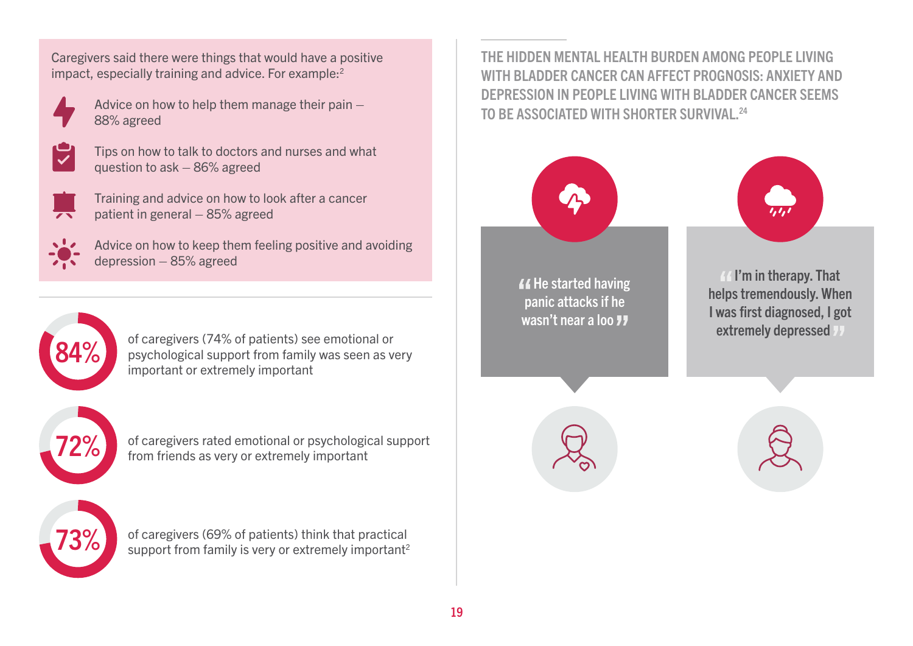Caregivers said there were things that would have a positive impact, especially training and advice. For example:[2]

- Advice on how to help them manage their pain – 88% agreed
- Tips on how to talk to doctors and nurses and what question to ask – 86% agreed
- Training and advice on how to look after a cancer patient in general – 85% agreed
- Advice on how to keep them feeling positive and avoiding depression – 85% agreed

**84%** of caregivers (74% of patients) see emotional or psychological support from family was seen as very important or extremely important

**72%** of caregivers rated emotional or psychological support from friends as very or extremely important

**73%** of caregivers (69% of patients) think that practical support from family is very or extremely important[2]

## THE HIDDEN MENTAL HEALTH BURDEN AMONG PEOPLE LIVING WITH BLADDER CANCER CAN AFFECT PROGNOSIS: ANXIETY AND DEPRESSION IN PEOPLE LIVING WITH BLADDER CANCER SEEMS TO BE ASSOCIATED WITH SHORTER SURVIVAL.[24]

"He started having panic attacks if he wasn't near a loo"

"I'm in therapy. That helps tremendously. When I was first diagnosed, I got extremely depressed"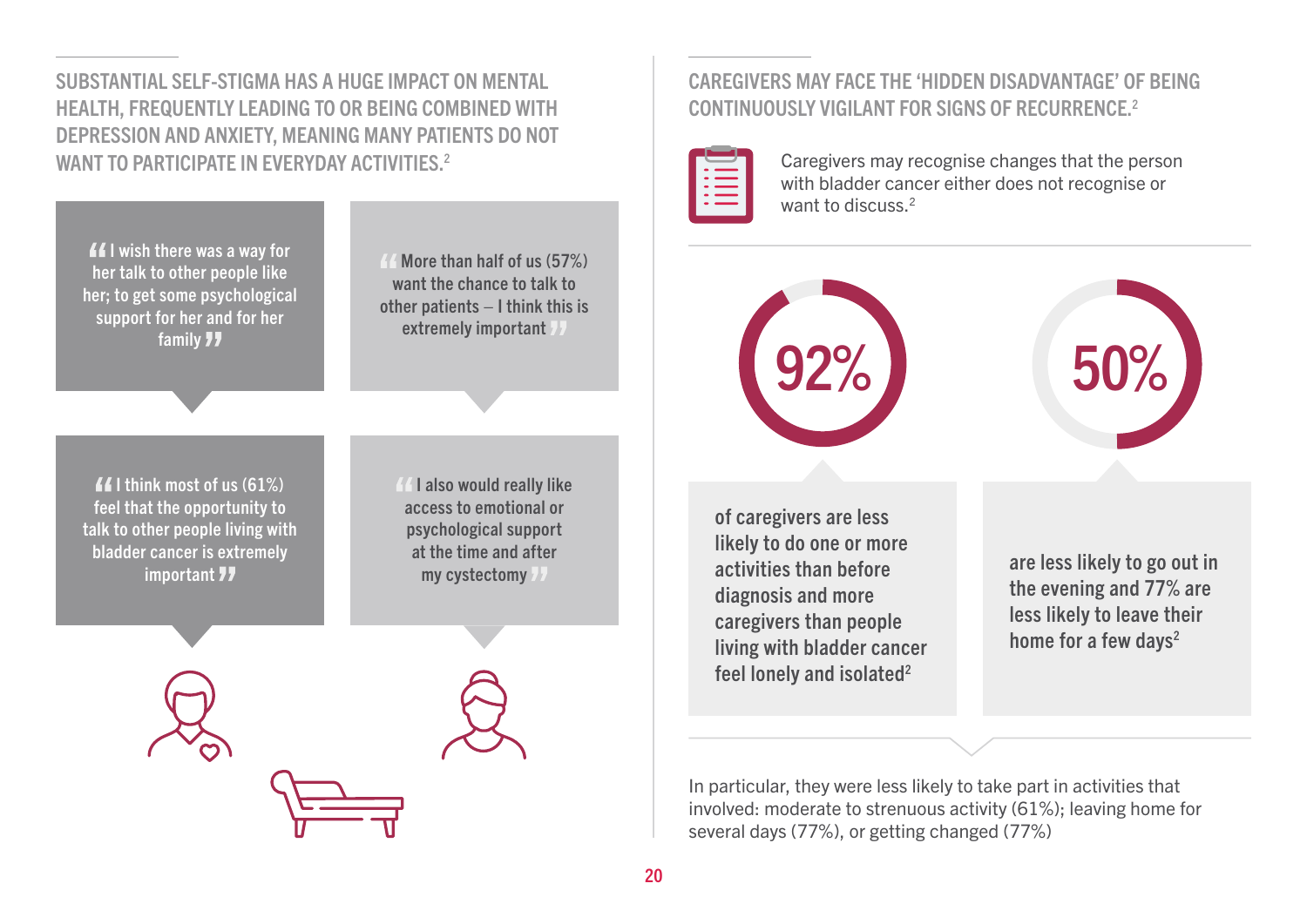## SUBSTANTIAL SELF-STIGMA HAS A HUGE IMPACT ON MENTAL HEALTH, FREQUENTLY LEADING TO OR BEING COMBINED WITH DEPRESSION AND ANXIETY, MEANING MANY PATIENTS DO NOT WANT TO PARTICIPATE IN EVERYDAY ACTIVITIES.[2]

> "I wish there was a way for her talk to other people like her; to get some psychological support for her and for her family"

> "More than half of us (57%) want the chance to talk to other patients – I think this is extremely important"

> "I think most of us (61%) feel that the opportunity to talk to other people living with bladder cancer is extremely important"

> "I also would really like access to emotional or psychological support at the time and after my cystectomy"

## CAREGIVERS MAY FACE THE 'HIDDEN DISADVANTAGE' OF BEING CONTINUOUSLY VIGILANT FOR SIGNS OF RECURRENCE.[2]

Caregivers may recognise changes that the person with bladder cancer either does not recognise or want to discuss.[2]

**92%** of caregivers are less likely to do one or more activities than before diagnosis and more caregivers than people living with bladder cancer feel lonely and isolated[2]

**50%** are less likely to go out in the evening and 77% are less likely to leave their home for a few days[2]

In particular, they were less likely to take part in activities that involved: moderate to strenuous activity (61%); leaving home for several days (77%), or getting changed (77%)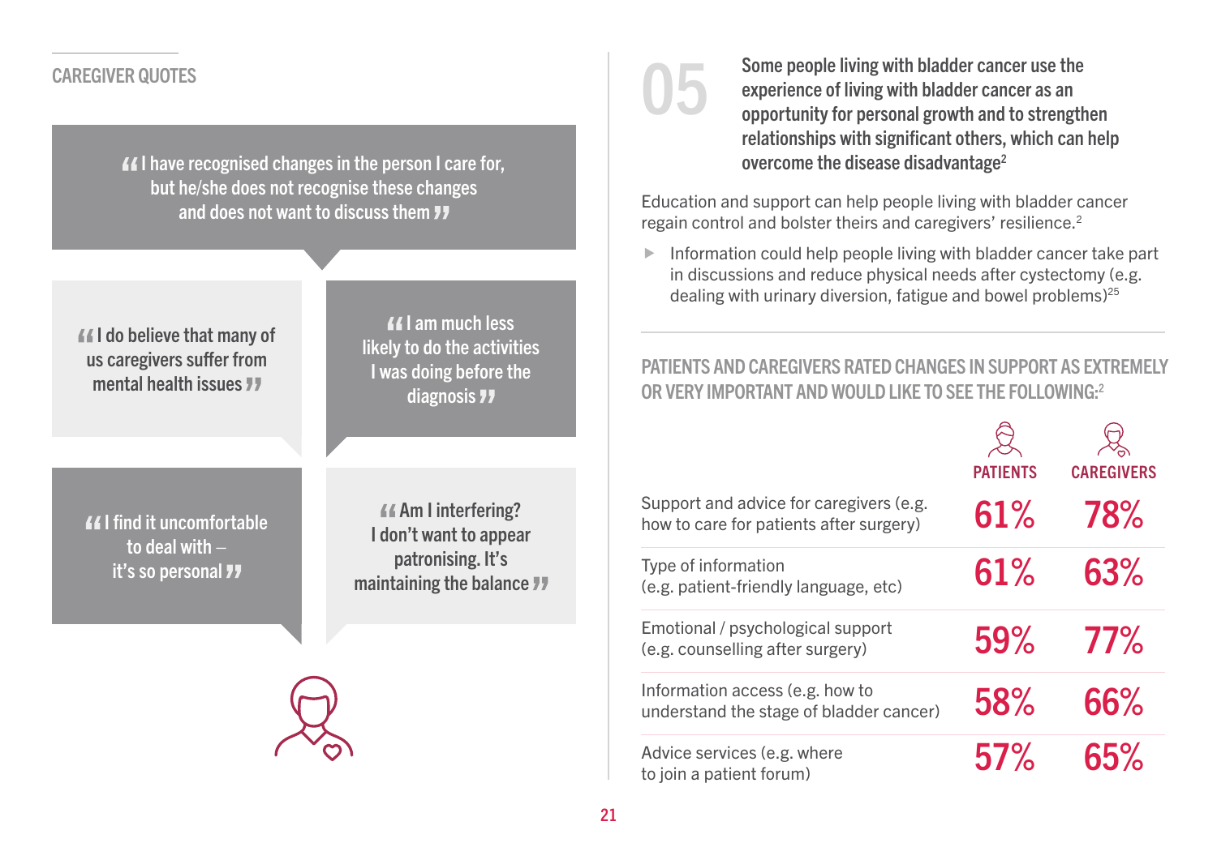## CAREGIVER QUOTES

"I have recognised changes in the person I care for, but he/she does not recognise these changes and does not want to discuss them"

"I do believe that many of us caregivers suffer from mental health issues"

"I am much less likely to do the activities I was doing before the diagnosis"

"I find it uncomfortable to deal with – it's so personal"

"Am I interfering? I don't want to appear patronising. It's maintaining the balance"

## 05 Some people living with bladder cancer use the experience of living with bladder cancer as an opportunity for personal growth and to strengthen relationships with significant others, which can help overcome the disease disadvantage[2]

Education and support can help people living with bladder cancer regain control and bolster theirs and caregivers' resilience.[2]

- Information could help people living with bladder cancer take part in discussions and reduce physical needs after cystectomy (e.g. dealing with urinary diversion, fatigue and bowel problems)[25]

### PATIENTS AND CAREGIVERS RATED CHANGES IN SUPPORT AS EXTREMELY OR VERY IMPORTANT AND WOULD LIKE TO SEE THE FOLLOWING:[2]

| | PATIENTS | CAREGIVERS |
|---|---|---|
| Support and advice for caregivers (e.g. how to care for patients after surgery) | 61% | 78% |
| Type of information (e.g. patient-friendly language, etc) | 61% | 63% |
| Emotional / psychological support (e.g. counselling after surgery) | 59% | 77% |
| Information access (e.g. how to understand the stage of bladder cancer) | 58% | 66% |
| Advice services (e.g. where to join a patient forum) | 57% | 65% |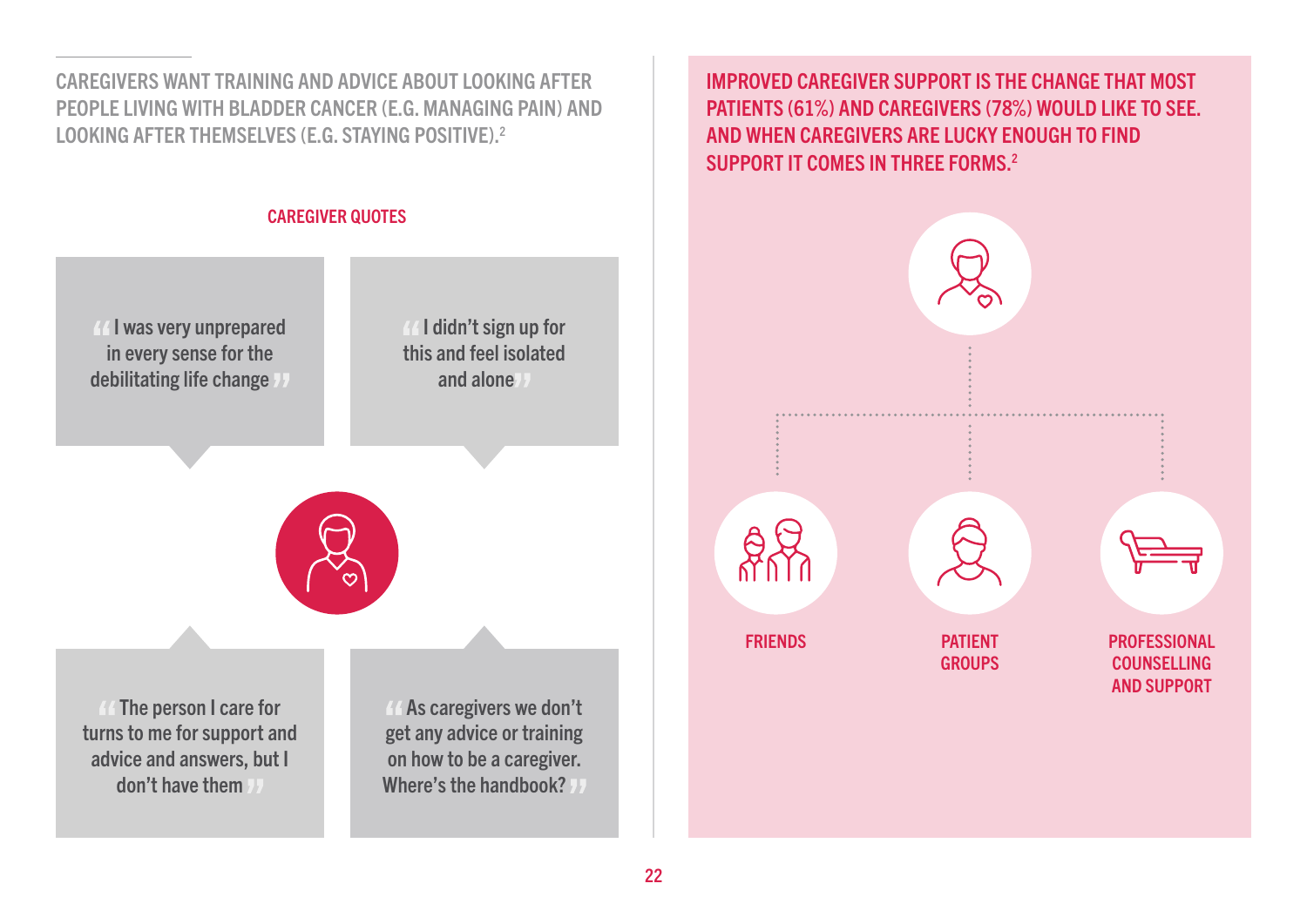CAREGIVERS WANT TRAINING AND ADVICE ABOUT LOOKING AFTER PEOPLE LIVING WITH BLADDER CANCER (E.G. MANAGING PAIN) AND LOOKING AFTER THEMSELVES (E.G. STAYING POSITIVE).[2]

### CAREGIVER QUOTES

> “I was very unprepared in every sense for the debilitating life change”

> “I didn’t sign up for this and feel isolated and alone”

> “The person I care for turns to me for support and advice and answers, but I don’t have them”

> “As caregivers we don’t get any advice or training on how to be a caregiver. Where’s the handbook?”

IMPROVED CAREGIVER SUPPORT IS THE CHANGE THAT MOST PATIENTS (61%) AND CAREGIVERS (78%) WOULD LIKE TO SEE. AND WHEN CAREGIVERS ARE LUCKY ENOUGH TO FIND SUPPORT IT COMES IN THREE FORMS.[2]

- FRIENDS
- PATIENT GROUPS
- PROFESSIONAL COUNSELLING AND SUPPORT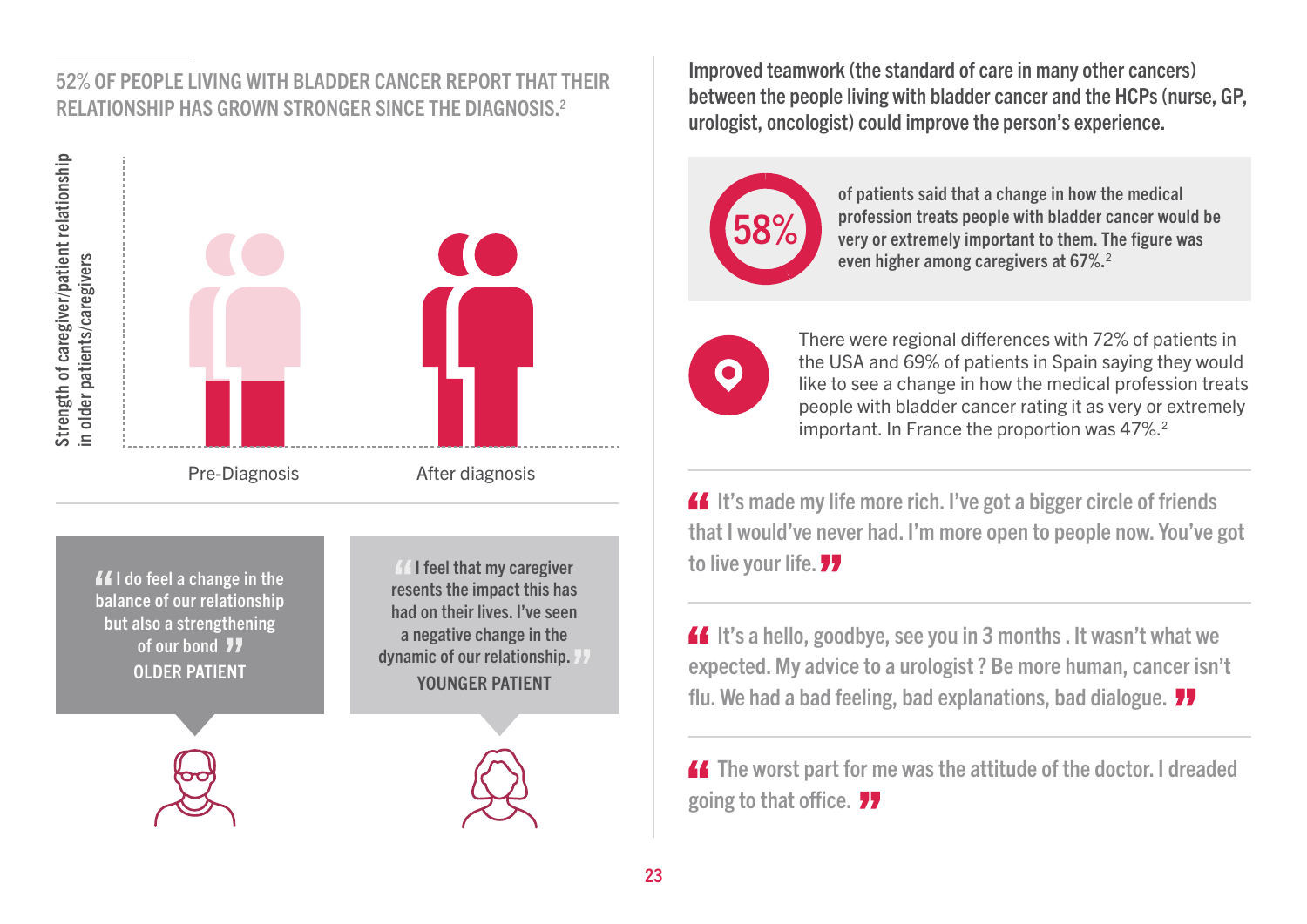## 52% OF PEOPLE LIVING WITH BLADDER CANCER REPORT THAT THEIR RELATIONSHIP HAS GROWN STRONGER SINCE THE DIAGNOSIS.[2]

Strength of caregiver/patient relationship in older patients/caregivers

Pre-Diagnosis

After diagnosis

> "I do feel a change in the balance of our relationship but also a strengthening of our bond"
>
> **OLDER PATIENT**

> "I feel that my caregiver resents the impact this has had on their lives. I've seen a negative change in the dynamic of our relationship."
>
> **YOUNGER PATIENT**

**Improved teamwork (the standard of care in many other cancers) between the people living with bladder cancer and the HCPs (nurse, GP, urologist, oncologist) could improve the person's experience.**

**58%** of patients said that a change in how the medical profession treats people with bladder cancer would be very or extremely important to them. The figure was even higher among caregivers at 67%.[2]

There were regional differences with 72% of patients in the USA and 69% of patients in Spain saying they would like to see a change in how the medical profession treats people with bladder cancer rating it as very or extremely important. In France the proportion was 47%.[2]

> "It's made my life more rich. I've got a bigger circle of friends that I would've never had. I'm more open to people now. You've got to live your life."

> "It's a hello, goodbye, see you in 3 months . It wasn't what we expected. My advice to a urologist ? Be more human, cancer isn't flu. We had a bad feeling, bad explanations, bad dialogue."

> "The worst part for me was the attitude of the doctor. I dreaded going to that office."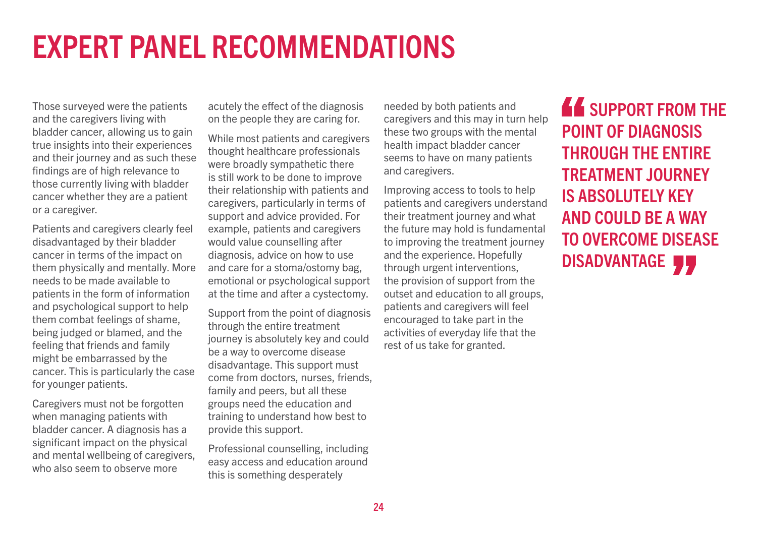# EXPERT PANEL RECOMMENDATIONS

Those surveyed were the patients and the caregivers living with bladder cancer, allowing us to gain true insights into their experiences and their journey and as such these findings are of high relevance to those currently living with bladder cancer whether they are a patient or a caregiver.

Patients and caregivers clearly feel disadvantaged by their bladder cancer in terms of the impact on them physically and mentally. More needs to be made available to patients in the form of information and psychological support to help them combat feelings of shame, being judged or blamed, and the feeling that friends and family might be embarrassed by the cancer. This is particularly the case for younger patients.

Caregivers must not be forgotten when managing patients with bladder cancer. A diagnosis has a significant impact on the physical and mental wellbeing of caregivers, who also seem to observe more acutely the effect of the diagnosis on the people they are caring for.

While most patients and caregivers thought healthcare professionals were broadly sympathetic there is still work to be done to improve their relationship with patients and caregivers, particularly in terms of support and advice provided. For example, patients and caregivers would value counselling after diagnosis, advice on how to use and care for a stoma/ostomy bag, emotional or psychological support at the time and after a cystectomy.

Support from the point of diagnosis through the entire treatment journey is absolutely key and could be a way to overcome disease disadvantage. This support must come from doctors, nurses, friends, family and peers, but all these groups need the education and training to understand how best to provide this support.

Professional counselling, including easy access and education around this is something desperately needed by both patients and caregivers and this may in turn help these two groups with the mental health impact bladder cancer seems to have on many patients and caregivers.

Improving access to tools to help patients and caregivers understand their treatment journey and what the future may hold is fundamental to improving the treatment journey and the experience. Hopefully through urgent interventions, the provision of support from the outset and education to all groups, patients and caregivers will feel encouraged to take part in the activities of everyday life that the rest of us take for granted.

> **"SUPPORT FROM THE POINT OF DIAGNOSIS THROUGH THE ENTIRE TREATMENT JOURNEY IS ABSOLUTELY KEY AND COULD BE A WAY TO OVERCOME DISEASE DISADVANTAGE"**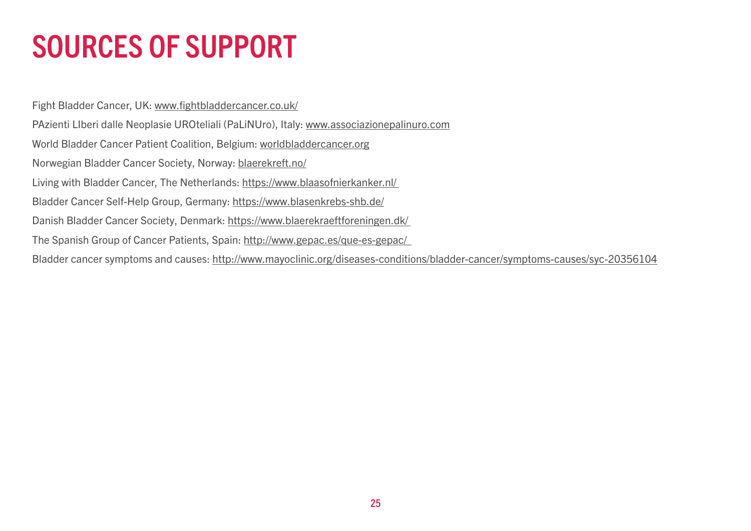# SOURCES OF SUPPORT

Fight Bladder Cancer, UK: www.fightbladdercancer.co.uk/

PAzienti LIberi dalle Neoplasie UROteliali (PaLiNUro), Italy: www.associazionepalinuro.com

World Bladder Cancer Patient Coalition, Belgium: worldbladdercancer.org

Norwegian Bladder Cancer Society, Norway: blaerekreft.no/

Living with Bladder Cancer, The Netherlands: https://www.blaasofnierkanker.nl/

Bladder Cancer Self-Help Group, Germany: https://www.blasenkrebs-shb.de/

Danish Bladder Cancer Society, Denmark: https://www.blaerekraeftforeningen.dk/

The Spanish Group of Cancer Patients, Spain: http://www.gepac.es/que-es-gepac/

Bladder cancer symptoms and causes: http://www.mayoclinic.org/diseases-conditions/bladder-cancer/symptoms-causes/syc-20356104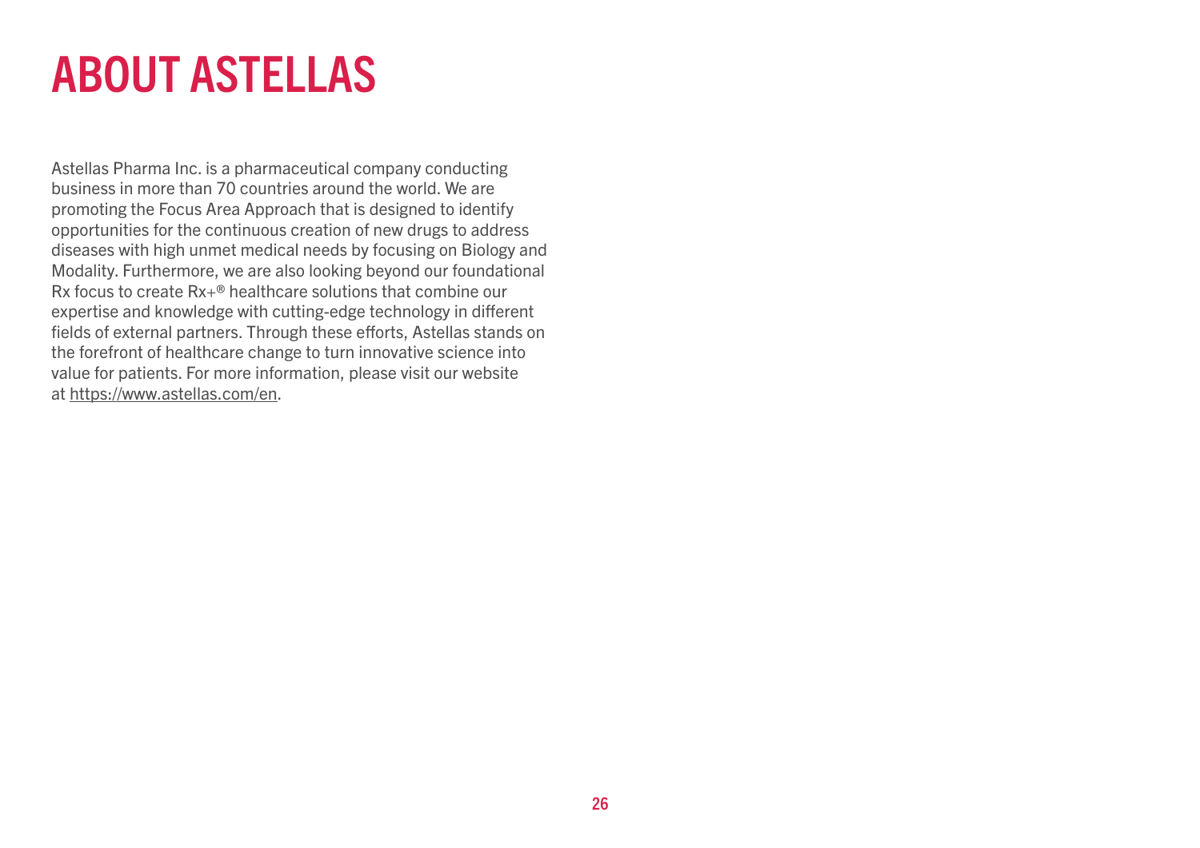# ABOUT ASTELLAS

Astellas Pharma Inc. is a pharmaceutical company conducting business in more than 70 countries around the world. We are promoting the Focus Area Approach that is designed to identify opportunities for the continuous creation of new drugs to address diseases with high unmet medical needs by focusing on Biology and Modality. Furthermore, we are also looking beyond our foundational Rx focus to create Rx+® healthcare solutions that combine our expertise and knowledge with cutting-edge technology in different fields of external partners. Through these efforts, Astellas stands on the forefront of healthcare change to turn innovative science into value for patients. For more information, please visit our website at https://www.astellas.com/en.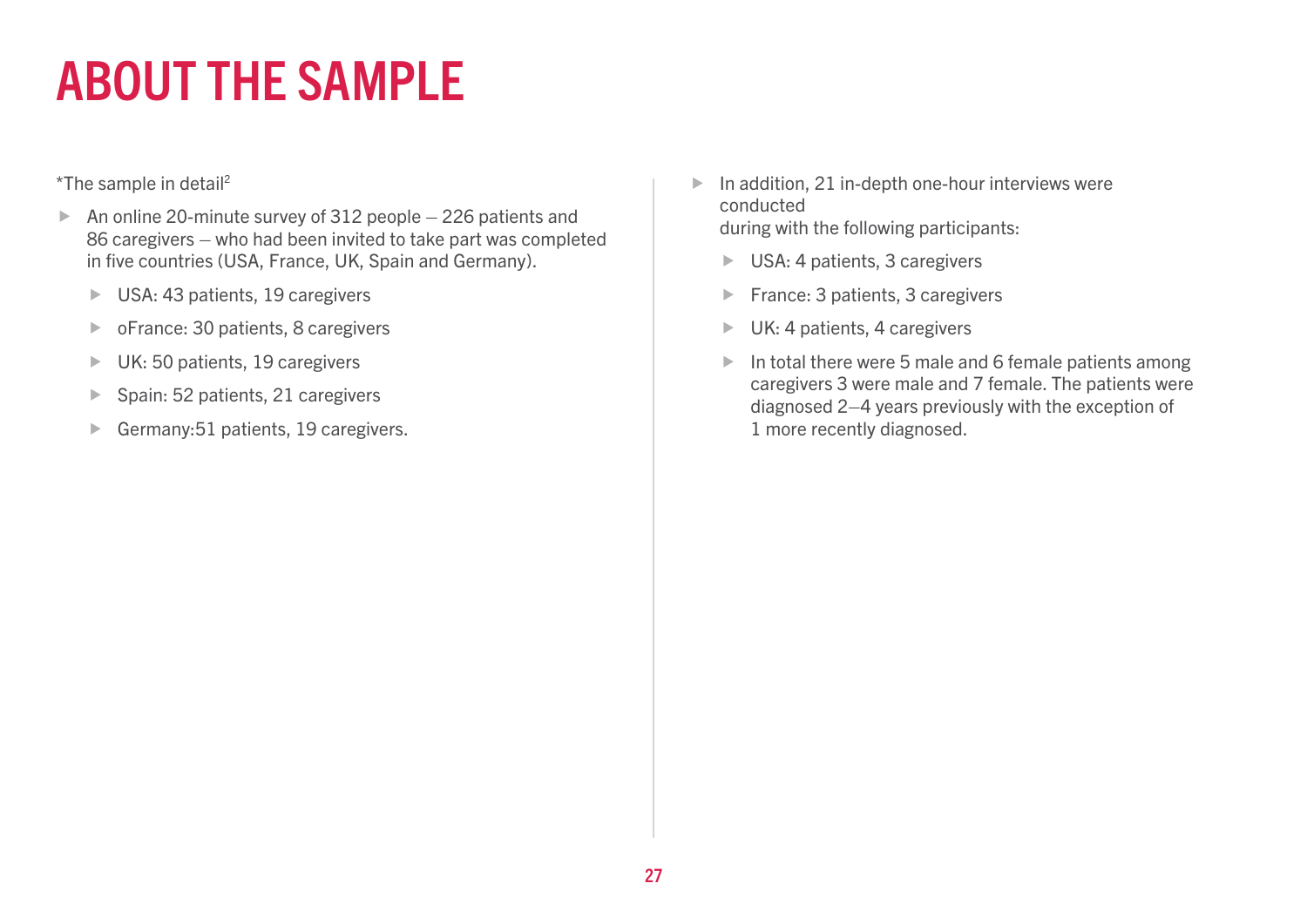# ABOUT THE SAMPLE

*The sample in detail[2]

- An online 20-minute survey of 312 people – 226 patients and 86 caregivers – who had been invited to take part was completed in five countries (USA, France, UK, Spain and Germany).
  - USA: 43 patients, 19 caregivers
  - oFrance: 30 patients, 8 caregivers
  - UK: 50 patients, 19 caregivers
  - Spain: 52 patients, 21 caregivers
  - Germany:51 patients, 19 caregivers.

- In addition, 21 in-depth one-hour interviews were conducted
  during with the following participants:
  - USA: 4 patients, 3 caregivers
  - France: 3 patients, 3 caregivers
  - UK: 4 patients, 4 caregivers
  - In total there were 5 male and 6 female patients among caregivers 3 were male and 7 female. The patients were diagnosed 2–4 years previously with the exception of 1 more recently diagnosed.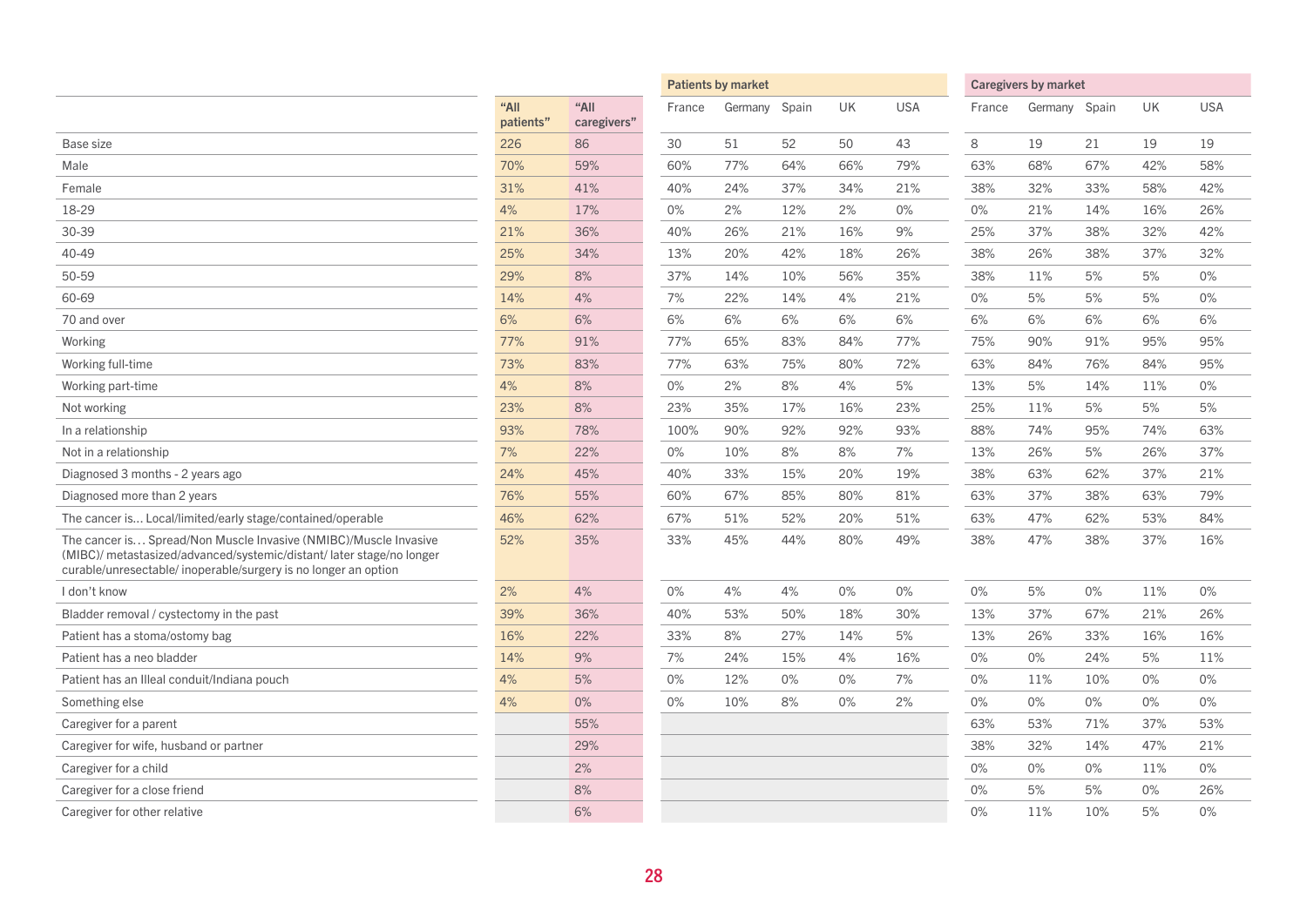| | "All patients" | "All caregivers" | Patients by market | | | | | Caregivers by market | | | | |
|---|---|---|---|---|---|---|---|---|---|---|---|---|
| | | | France | Germany | Spain | UK | USA | France | Germany | Spain | UK | USA |
| Base size | 226 | 86 | 30 | 51 | 52 | 50 | 43 | 8 | 19 | 21 | 19 | 19 |
| Male | 70% | 59% | 60% | 77% | 64% | 66% | 79% | 63% | 68% | 67% | 42% | 58% |
| Female | 31% | 41% | 40% | 24% | 37% | 34% | 21% | 38% | 32% | 33% | 58% | 42% |
| 18-29 | 4% | 17% | 0% | 2% | 12% | 2% | 0% | 0% | 21% | 14% | 16% | 26% |
| 30-39 | 21% | 36% | 40% | 26% | 21% | 16% | 9% | 25% | 37% | 38% | 32% | 42% |
| 40-49 | 25% | 34% | 13% | 20% | 42% | 18% | 26% | 38% | 26% | 38% | 37% | 32% |
| 50-59 | 29% | 8% | 37% | 14% | 10% | 56% | 35% | 38% | 11% | 5% | 5% | 0% |
| 60-69 | 14% | 4% | 7% | 22% | 14% | 4% | 21% | 0% | 5% | 5% | 5% | 0% |
| 70 and over | 6% | 6% | 6% | 6% | 6% | 6% | 6% | 6% | 6% | 6% | 6% | 6% |
| Working | 77% | 91% | 77% | 65% | 83% | 84% | 77% | 75% | 90% | 91% | 95% | 95% |
| Working full-time | 73% | 83% | 77% | 63% | 75% | 80% | 72% | 63% | 84% | 76% | 84% | 95% |
| Working part-time | 4% | 8% | 0% | 2% | 8% | 4% | 5% | 13% | 5% | 14% | 11% | 0% |
| Not working | 23% | 8% | 23% | 35% | 17% | 16% | 23% | 25% | 11% | 5% | 5% | 5% |
| In a relationship | 93% | 78% | 100% | 90% | 92% | 92% | 93% | 88% | 74% | 95% | 74% | 63% |
| Not in a relationship | 7% | 22% | 0% | 10% | 8% | 8% | 7% | 13% | 26% | 5% | 26% | 37% |
| Diagnosed 3 months - 2 years ago | 24% | 45% | 40% | 33% | 15% | 20% | 19% | 38% | 63% | 62% | 37% | 21% |
| Diagnosed more than 2 years | 76% | 55% | 60% | 67% | 85% | 80% | 81% | 63% | 37% | 38% | 63% | 79% |
| The cancer is… Local/limited/early stage/contained/operable | 46% | 62% | 67% | 51% | 52% | 20% | 51% | 63% | 47% | 62% | 53% | 84% |
| The cancer is… Spread/Non Muscle Invasive (NMIBC)/Muscle Invasive (MIBC)/ metastasized/advanced/systemic/distant/ later stage/no longer curable/unresectable/ inoperable/surgery is no longer an option | 52% | 35% | 33% | 45% | 44% | 80% | 49% | 38% | 47% | 38% | 37% | 16% |
| I don't know | 2% | 4% | 0% | 4% | 4% | 0% | 0% | 0% | 5% | 0% | 11% | 0% |
| Bladder removal / cystectomy in the past | 39% | 36% | 40% | 53% | 50% | 18% | 30% | 13% | 37% | 67% | 21% | 26% |
| Patient has a stoma/ostomy bag | 16% | 22% | 33% | 8% | 27% | 14% | 5% | 13% | 26% | 33% | 16% | 16% |
| Patient has a neo bladder | 14% | 9% | 7% | 24% | 15% | 4% | 16% | 0% | 0% | 24% | 5% | 11% |
| Patient has an Illeal conduit/Indiana pouch | 4% | 5% | 0% | 12% | 0% | 0% | 7% | 0% | 11% | 10% | 0% | 0% |
| Something else | 4% | 0% | 0% | 10% | 8% | 0% | 2% | 0% | 0% | 0% | 0% | 0% |
| Caregiver for a parent | | 55% | | | | | | 63% | 53% | 71% | 37% | 53% |
| Caregiver for wife, husband or partner | | 29% | | | | | | 38% | 32% | 14% | 47% | 21% |
| Caregiver for a child | | 2% | | | | | | 0% | 0% | 0% | 11% | 0% |
| Caregiver for a close friend | | 8% | | | | | | 0% | 5% | 5% | 0% | 26% |
| Caregiver for other relative | | 6% | | | | | | 0% | 11% | 10% | 5% | 0% |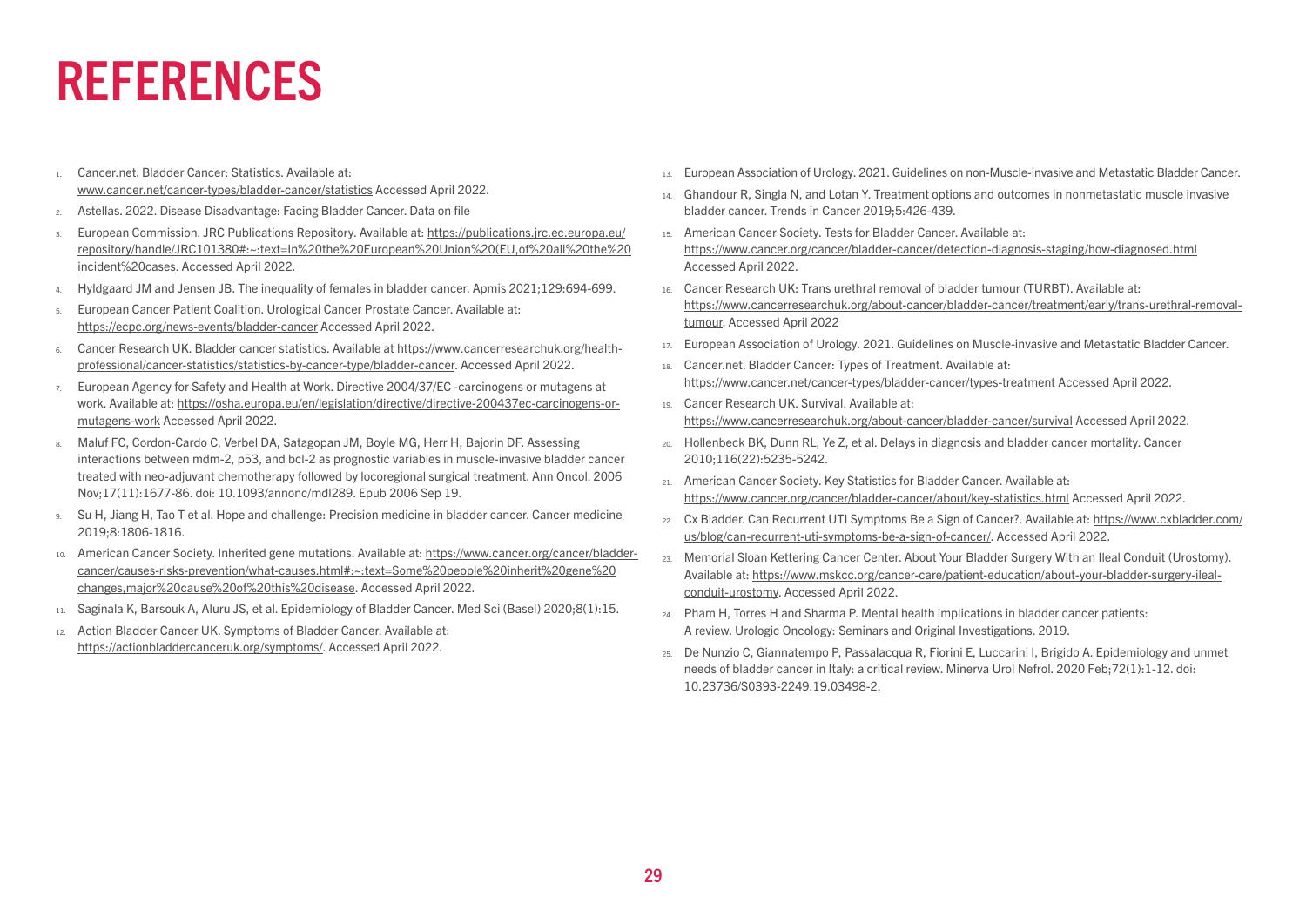# REFERENCES

1. Cancer.net. Bladder Cancer: Statistics. Available at: www.cancer.net/cancer-types/bladder-cancer/statistics Accessed April 2022.
2. Astellas. 2022. Disease Disadvantage: Facing Bladder Cancer. Data on file
3. European Commission. JRC Publications Repository. Available at: https://publications.jrc.ec.europa.eu/repository/handle/JRC101380#:~:text=In%20the%20European%20Union%20(EU,of%20all%20the%20incident%20cases. Accessed April 2022.
4. Hyldgaard JM and Jensen JB. The inequality of females in bladder cancer. Apmis 2021;129:694-699.
5. European Cancer Patient Coalition. Urological Cancer Prostate Cancer. Available at: https://ecpc.org/news-events/bladder-cancer Accessed April 2022.
6. Cancer Research UK. Bladder cancer statistics. Available at https://www.cancerresearchuk.org/health-professional/cancer-statistics/statistics-by-cancer-type/bladder-cancer. Accessed April 2022.
7. European Agency for Safety and Health at Work. Directive 2004/37/EC -carcinogens or mutagens at work. Available at: https://osha.europa.eu/en/legislation/directive/directive-200437ec-carcinogens-or-mutagens-work Accessed April 2022.
8. Maluf FC, Cordon-Cardo C, Verbel DA, Satagopan JM, Boyle MG, Herr H, Bajorin DF. Assessing interactions between mdm-2, p53, and bcl-2 as prognostic variables in muscle-invasive bladder cancer treated with neo-adjuvant chemotherapy followed by locoregional surgical treatment. Ann Oncol. 2006 Nov;17(11):1677-86. doi: 10.1093/annonc/mdl289. Epub 2006 Sep 19.
9. Su H, Jiang H, Tao T et al. Hope and challenge: Precision medicine in bladder cancer. Cancer medicine 2019;8:1806-1816.
10. American Cancer Society. Inherited gene mutations. Available at: https://www.cancer.org/cancer/bladder-cancer/causes-risks-prevention/what-causes.html#:~:text=Some%20people%20inherit%20gene%20changes,major%20cause%20of%20this%20disease. Accessed April 2022.
11. Saginala K, Barsouk A, Aluru JS, et al. Epidemiology of Bladder Cancer. Med Sci (Basel) 2020;8(1):15.
12. Action Bladder Cancer UK. Symptoms of Bladder Cancer. Available at: https://actionbladdercanceruk.org/symptoms/. Accessed April 2022.
13. European Association of Urology. 2021. Guidelines on non-Muscle-invasive and Metastatic Bladder Cancer.
14. Ghandour R, Singla N, and Lotan Y. Treatment options and outcomes in nonmetastatic muscle invasive bladder cancer. Trends in Cancer 2019;5:426-439.
15. American Cancer Society. Tests for Bladder Cancer. Available at: https://www.cancer.org/cancer/bladder-cancer/detection-diagnosis-staging/how-diagnosed.html Accessed April 2022.
16. Cancer Research UK: Trans urethral removal of bladder tumour (TURBT). Available at: https://www.cancerresearchuk.org/about-cancer/bladder-cancer/treatment/early/trans-urethral-removal-tumour. Accessed April 2022
17. European Association of Urology. 2021. Guidelines on Muscle-invasive and Metastatic Bladder Cancer.
18. Cancer.net. Bladder Cancer: Types of Treatment. Available at: https://www.cancer.net/cancer-types/bladder-cancer/types-treatment Accessed April 2022.
19. Cancer Research UK. Survival. Available at: https://www.cancerresearchuk.org/about-cancer/bladder-cancer/survival Accessed April 2022.
20. Hollenbeck BK, Dunn RL, Ye Z, et al. Delays in diagnosis and bladder cancer mortality. Cancer 2010;116(22):5235-5242.
21. American Cancer Society. Key Statistics for Bladder Cancer. Available at: https://www.cancer.org/cancer/bladder-cancer/about/key-statistics.html Accessed April 2022.
22. Cx Bladder. Can Recurrent UTI Symptoms Be a Sign of Cancer?. Available at: https://www.cxbladder.com/us/blog/can-recurrent-uti-symptoms-be-a-sign-of-cancer/. Accessed April 2022.
23. Memorial Sloan Kettering Cancer Center. About Your Bladder Surgery With an Ileal Conduit (Urostomy). Available at: https://www.mskcc.org/cancer-care/patient-education/about-your-bladder-surgery-ileal-conduit-urostomy. Accessed April 2022.
24. Pham H, Torres H and Sharma P. Mental health implications in bladder cancer patients: A review. Urologic Oncology: Seminars and Original Investigations. 2019.
25. De Nunzio C, Giannatempo P, Passalacqua R, Fiorini E, Luccarini I, Brigido A. Epidemiology and unmet needs of bladder cancer in Italy: a critical review. Minerva Urol Nefrol. 2020 Feb;72(1):1-12. doi: 10.23736/S0393-2249.19.03498-2.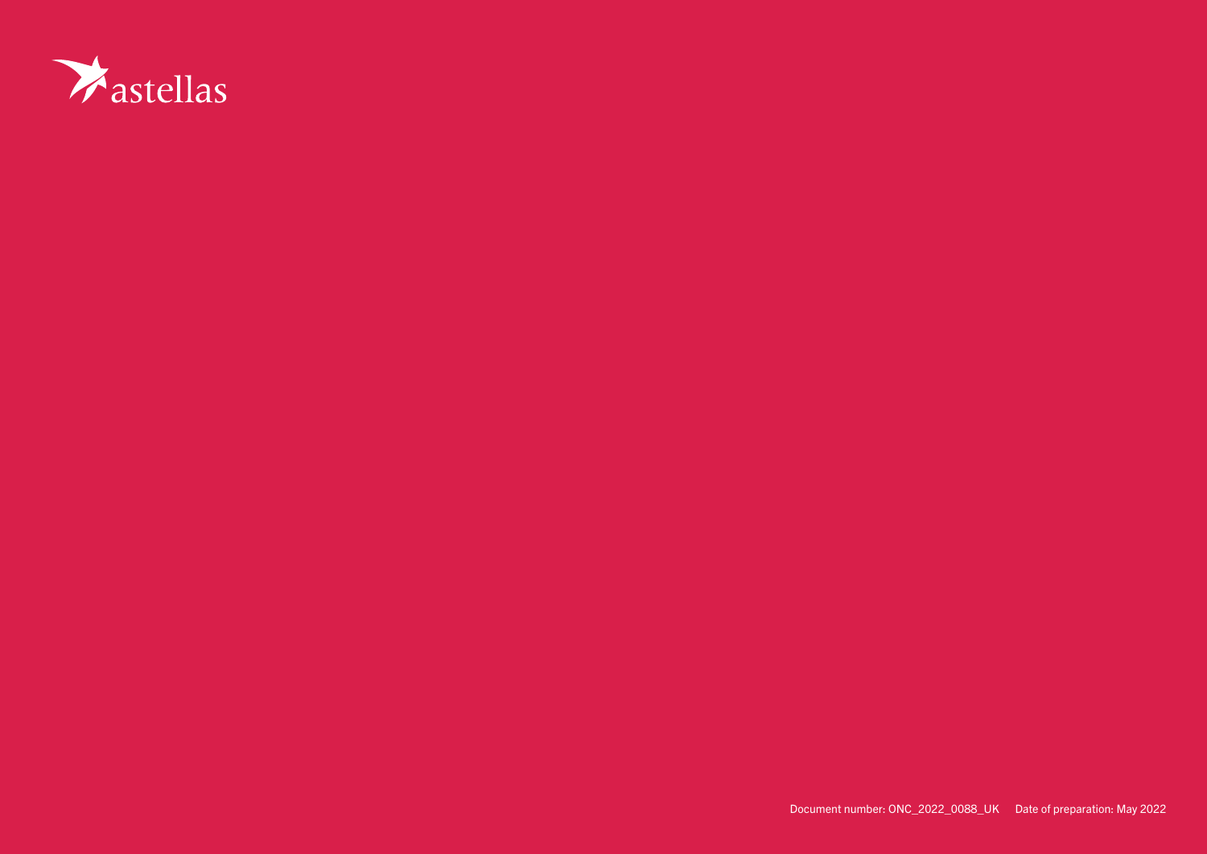astellas

Document number: ONC_2022_0088_UK Date of preparation: May 2022